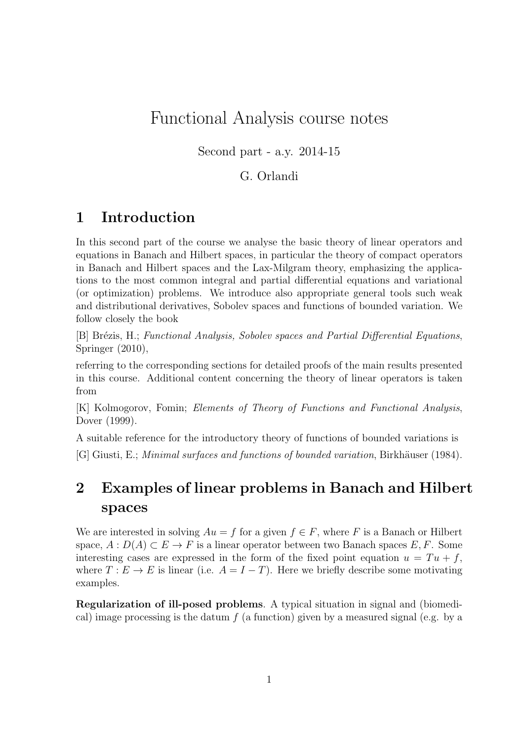# Functional Analysis course notes

Second part - a.y. 2014-15

G. Orlandi

## 1 Introduction

In this second part of the course we analyse the basic theory of linear operators and equations in Banach and Hilbert spaces, in particular the theory of compact operators in Banach and Hilbert spaces and the Lax-Milgram theory, emphasizing the applications to the most common integral and partial differential equations and variational (or optimization) problems. We introduce also appropriate general tools such weak and distributional derivatives, Sobolev spaces and functions of bounded variation. We follow closely the book

[B] Brézis, H.; *Functional Analysis, Sobolev spaces and Partial Differential Equations*, Springer (2010),

referring to the corresponding sections for detailed proofs of the main results presented in this course. Additional content concerning the theory of linear operators is taken from

[K] Kolmogorov, Fomin; *Elements of Theory of Functions and Functional Analysis*, Dover (1999).

A suitable reference for the introductory theory of functions of bounded variations is

[G] Giusti, E.; *Minimal surfaces and functions of bounded variation*, Birkhäuser (1984).

## 2 Examples of linear problems in Banach and Hilbert spaces

We are interested in solving $Au = f$ for a given $f \in F$, where $F$ is a Banach or Hilbert space, $A : D(A) \subset E \to F$ is a linear operator between two Banach spaces $E, F$. Some interesting cases are expressed in the form of the fixed point equation $u = Tu + f$, where $T : E \to E$ is linear (i.e. $A = I - T$). Here we briefly describe some motivating examples.

**Regularization of ill-posed problems**. A typical situation in signal and (biomedical) image processing is the datum $f$ (a function) given by a measured signal (e.g. by a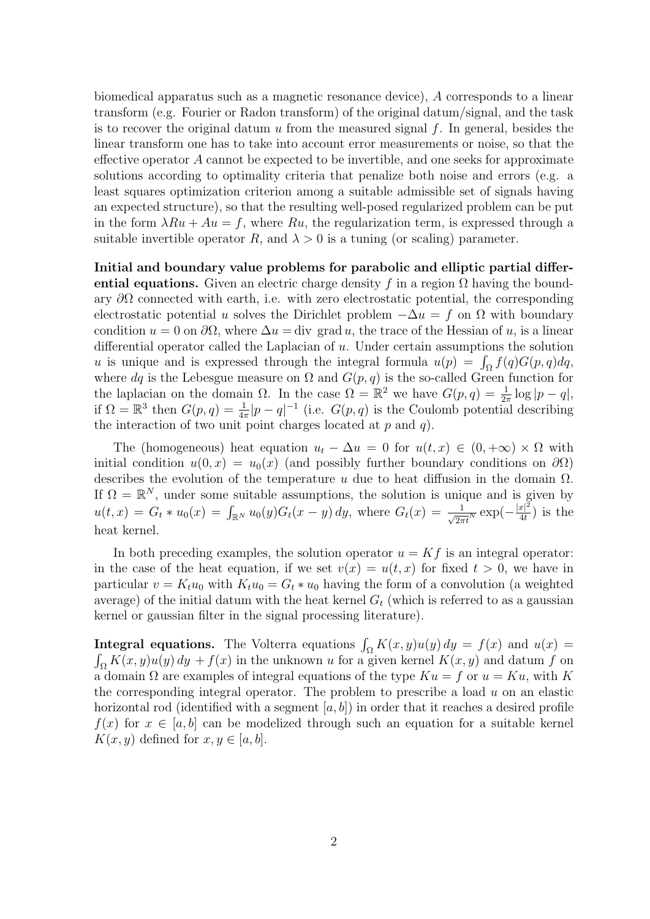biomedical apparatus such as a magnetic resonance device), $A$ corresponds to a linear transform (e.g. Fourier or Radon transform) of the original datum/signal, and the task is to recover the original datum $u$ from the measured signal $f$. In general, besides the linear transform one has to take into account error measurements or noise, so that the effective operator $A$ cannot be expected to be invertible, and one seeks for approximate solutions according to optimality criteria that penalize both noise and errors (e.g. a least squares optimization criterion among a suitable admissible set of signals having an expected structure), so that the resulting well-posed regularized problem can be put in the form $\lambda Ru + Au = f$, where $Ru$, the regularization term, is expressed through a suitable invertible operator $R$, and $\lambda > 0$ is a tuning (or scaling) parameter.

**Initial and boundary value problems for parabolic and elliptic partial differential equations.** Given an electric charge density $f$ in a region $\Omega$ having the boundary $\partial\Omega$ connected with earth, i.e. with zero electrostatic potential, the corresponding electrostatic potential $u$ solves the Dirichlet problem $-\Delta u = f$ on $\Omega$ with boundary condition $u = 0$ on $\partial\Omega$, where $\Delta u = \text{div grad}\, u$, the trace of the Hessian of $u$, is a linear differential operator called the Laplacian of $u$. Under certain assumptions the solution $u$ is unique and is expressed through the integral formula $u(p) = \int_\Omega f(q)G(p,q)dq$, where $dq$ is the Lebesgue measure on $\Omega$ and $G(p,q)$ is the so-called Green function for the laplacian on the domain $\Omega$. In the case $\Omega = \mathbb{R}^2$ we have $G(p,q) = \frac{1}{2\pi}\log|p-q|$, if $\Omega = \mathbb{R}^3$ then $G(p,q) = \frac{1}{4\pi}|p-q|^{-1}$ (i.e. $G(p,q)$ is the Coulomb potential describing the interaction of two unit point charges located at $p$ and $q$).

The (homogeneous) heat equation $u_t - \Delta u = 0$ for $u(t,x) \in (0,+\infty) \times \Omega$ with initial condition $u(0,x) = u_0(x)$ (and possibly further boundary conditions on $\partial\Omega$) describes the evolution of the temperature $u$ due to heat diffusion in the domain $\Omega$. If $\Omega = \mathbb{R}^N$, under some suitable assumptions, the solution is unique and is given by $u(t,x) = G_t * u_0(x) = \int_{\mathbb{R}^N} u_0(y)G_t(x-y)\,dy$, where $G_t(x) = \frac{1}{\sqrt{2\pi t}^N}\exp(-\frac{|x|^2}{4t})$ is the heat kernel.

In both preceding examples, the solution operator $u = Kf$ is an integral operator: in the case of the heat equation, if we set $v(x) = u(t,x)$ for fixed $t > 0$, we have in particular $v = K_t u_0$ with $K_t u_0 = G_t * u_0$ having the form of a convolution (a weighted average) of the initial datum with the heat kernel $G_t$ (which is referred to as a gaussian kernel or gaussian filter in the signal processing literature).

**Integral equations.** The Volterra equations $\int_\Omega K(x,y)u(y)\,dy = f(x)$ and $u(x) = \int_\Omega K(x,y)u(y)\,dy + f(x)$ in the unknown $u$ for a given kernel $K(x,y)$ and datum $f$ on a domain $\Omega$ are examples of integral equations of the type $Ku = f$ or $u = Ku$, with $K$ the corresponding integral operator. The problem to prescribe a load $u$ on an elastic horizontal rod (identified with a segment $[a,b]$) in order that it reaches a desired profile $f(x)$ for $x \in [a,b]$ can be modelized through such an equation for a suitable kernel $K(x,y)$ defined for $x, y \in [a,b]$.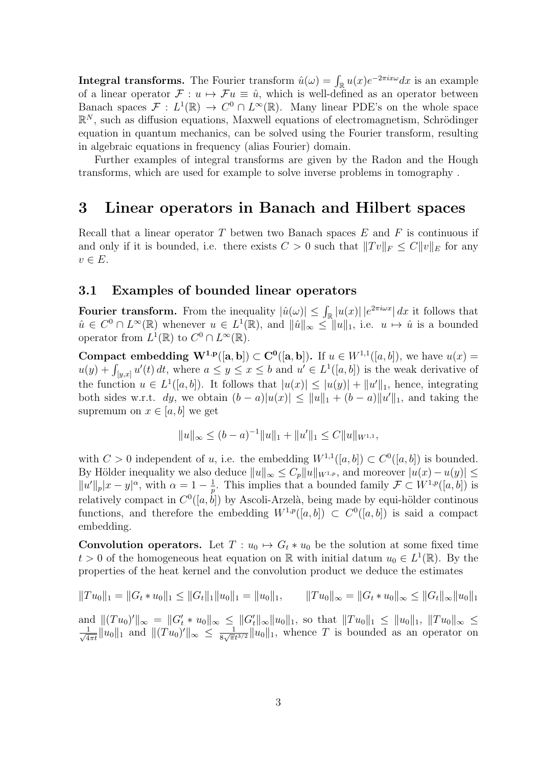**Integral transforms.** The Fourier transform $\hat{u}(\omega) = \int_{\mathbb{R}} u(x)e^{-2\pi ix\omega}dx$ is an example of a linear operator $\mathcal{F} : u \mapsto \mathcal{F}u \equiv \hat{u}$, which is well-defined as an operator between Banach spaces $\mathcal{F} : L^1(\mathbb{R}) \to C^0 \cap L^\infty(\mathbb{R})$. Many linear PDE's on the whole space $\mathbb{R}^N$, such as diffusion equations, Maxwell equations of electromagnetism, Schrödinger equation in quantum mechanics, can be solved using the Fourier transform, resulting in algebraic equations in frequency (alias Fourier) domain.

Further examples of integral transforms are given by the Radon and the Hough transforms, which are used for example to solve inverse problems in tomography .

# 3 Linear operators in Banach and Hilbert spaces

Recall that a linear operator $T$ betwen two Banach spaces $E$ and $F$ is continuous if and only if it is bounded, i.e. there exists $C > 0$ such that $\|Tv\|_F \leq C\|v\|_E$ for any $v \in E$.

## 3.1 Examples of bounded linear operators

**Fourier transform.** From the inequality $|\hat{u}(\omega)| \leq \int_{\mathbb{R}} |u(x)|\,|e^{2\pi i\omega x}|\,dx$ it follows that $\hat{u} \in C^0 \cap L^\infty(\mathbb{R})$ whenever $u \in L^1(\mathbb{R})$, and $\|\hat{u}\|_\infty \leq \|u\|_1$, i.e. $u \mapsto \hat{u}$ is a bounded operator from $L^1(\mathbb{R})$ to $C^0 \cap L^\infty(\mathbb{R})$.

**Compact embedding $\mathbf{W^{1,p}([a,b]) \subset C^0([a,b])}$.** If $u \in W^{1,1}([a,b])$, we have $u(x) = u(y) + \int_{[y,x]} u'(t)\,dt$, where $a \leq y \leq x \leq b$ and $u' \in L^1([a,b])$ is the weak derivative of the function $u \in L^1([a,b])$. It follows that $|u(x)| \leq |u(y)| + \|u'\|_1$, hence, integrating both sides w.r.t. $dy$, we obtain $(b-a)|u(x)| \leq \|u\|_1 + (b-a)\|u'\|_1$, and taking the supremum on $x \in [a,b]$ we get

$$\|u\|_\infty \leq (b-a)^{-1}\|u\|_1 + \|u'\|_1 \leq C\|u\|_{W^{1,1}},$$

with $C > 0$ independent of $u$, i.e. the embedding $W^{1,1}([a,b]) \subset C^0([a,b])$ is bounded. By Hölder inequality we also deduce $\|u\|_\infty \leq C_p\|u\|_{W^{1,p}}$, and moreover $|u(x) - u(y)| \leq \|u'\|_p|x-y|^\alpha$, with $\alpha = 1 - \frac{1}{p}$. This implies that a bounded family $\mathcal{F} \subset W^{1,p}([a,b])$ is relatively compact in $C^0([a,b])$ by Ascoli-Arzelà, being made by equi-hölder continous functions, and therefore the embedding $W^{1,p}([a,b]) \subset C^0([a,b])$ is said a compact embedding.

**Convolution operators.** Let $T : u_0 \mapsto G_t * u_0$ be the solution at some fixed time $t > 0$ of the homogeneous heat equation on $\mathbb{R}$ with initial datum $u_0 \in L^1(\mathbb{R})$. By the properties of the heat kernel and the convolution product we deduce the estimates

$$\|Tu_0\|_1 = \|G_t * u_0\|_1 \leq \|G_t\|_1\|u_0\|_1 = \|u_0\|_1, \qquad \|Tu_0\|_\infty = \|G_t * u_0\|_\infty \leq \|G_t\|_\infty\|u_0\|_1$$

and $\|(Tu_0)'\|_\infty = \|G_t' * u_0\|_\infty \leq \|G_t'\|_\infty\|u_0\|_1$, so that $\|Tu_0\|_1 \leq \|u_0\|_1$, $\|Tu_0\|_\infty \leq \frac{1}{\sqrt{4\pi t}}\|u_0\|_1$ and $\|(Tu_0)'\|_\infty \leq \frac{1}{8\sqrt{\pi}t^{3/2}}\|u_0\|_1$, whence $T$ is bounded as an operator on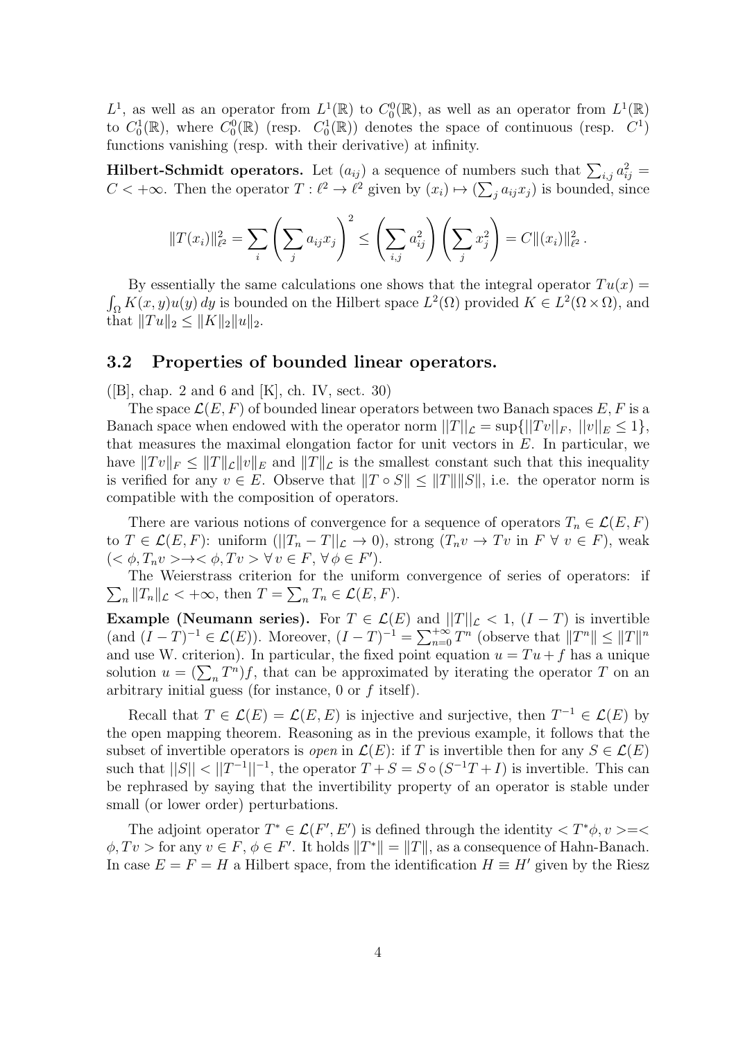$L^1$, as well as an operator from $L^1(\mathbb{R})$ to $C^0_0(\mathbb{R})$, as well as an operator from $L^1(\mathbb{R})$ to $C^1_0(\mathbb{R})$, where $C^0_0(\mathbb{R})$ (resp. $C^1_0(\mathbb{R})$) denotes the space of continuous (resp. $C^1$) functions vanishing (resp. with their derivative) at infinity.

**Hilbert-Schmidt operators.** Let $(a_{ij})$ a sequence of numbers such that $\sum_{i,j} a_{ij}^2 = C < +\infty$. Then the operator $T : \ell^2 \to \ell^2$ given by $(x_i) \mapsto (\sum_j a_{ij} x_j)$ is bounded, since

$$\|T(x_i)\|^2_{\ell^2} = \sum_i \left( \sum_j a_{ij} x_j \right)^2 \leq \left( \sum_{i,j} a_{ij}^2 \right) \left( \sum_j x_j^2 \right) = C \|(x_i)\|^2_{\ell^2} .$$

By essentially the same calculations one shows that the integral operator $Tu(x) = \int_\Omega K(x,y) u(y)\, dy$ is bounded on the Hilbert space $L^2(\Omega)$ provided $K \in L^2(\Omega \times \Omega)$, and that $\|Tu\|_2 \leq \|K\|_2 \|u\|_2$.

## 3.2 Properties of bounded linear operators.

([B], chap. 2 and 6 and [K], ch. IV, sect. 30)

The space $\mathcal{L}(E,F)$ of bounded linear operators between two Banach spaces $E, F$ is a Banach space when endowed with the operator norm $||T||_\mathcal{L} = \sup\{||Tv||_F,\ ||v||_E \leq 1\}$, that measures the maximal elongation factor for unit vectors in $E$. In particular, we have $\|Tv\|_F \leq \|T\|_\mathcal{L} \|v\|_E$ and $\|T\|_\mathcal{L}$ is the smallest constant such that this inequality is verified for any $v \in E$. Observe that $\|T \circ S\| \leq \|T\| \|S\|$, i.e. the operator norm is compatible with the composition of operators.

There are various notions of convergence for a sequence of operators $T_n \in \mathcal{L}(E,F)$ to $T \in \mathcal{L}(E,F)$: uniform ($||T_n - T||_\mathcal{L} \to 0$), strong ($T_n v \to Tv$ in $F\ \forall\ v \in F$), weak ($< \phi, T_n v > \to < \phi, Tv >\ \forall\, v \in F,\ \forall\, \phi \in F'$).

The Weierstrass criterion for the uniform convergence of series of operators: if $\sum_n \|T_n\|_\mathcal{L} < +\infty$, then $T = \sum_n T_n \in \mathcal{L}(E,F)$.

**Example (Neumann series).** For $T \in \mathcal{L}(E)$ and $||T||_\mathcal{L} < 1$, $(I - T)$ is invertible (and $(I-T)^{-1} \in \mathcal{L}(E)$). Moreover, $(I-T)^{-1} = \sum_{n=0}^{+\infty} T^n$ (observe that $\|T^n\| \leq \|T\|^n$ and use W. criterion). In particular, the fixed point equation $u = Tu + f$ has a unique solution $u = (\sum_n T^n) f$, that can be approximated by iterating the operator $T$ on an arbitrary initial guess (for instance, $0$ or $f$ itself).

Recall that $T \in \mathcal{L}(E) = \mathcal{L}(E,E)$ is injective and surjective, then $T^{-1} \in \mathcal{L}(E)$ by the open mapping theorem. Reasoning as in the previous example, it follows that the subset of invertible operators is *open* in $\mathcal{L}(E)$: if $T$ is invertible then for any $S \in \mathcal{L}(E)$ such that $||S|| < ||T^{-1}||^{-1}$, the operator $T + S = S \circ (S^{-1}T + I)$ is invertible. This can be rephrased by saying that the invertibility property of an operator is stable under small (or lower order) perturbations.

The adjoint operator $T^* \in \mathcal{L}(F', E')$ is defined through the identity $< T^*\phi, v >=< \phi, Tv >$ for any $v \in F$, $\phi \in F'$. It holds $\|T^*\| = \|T\|$, as a consequence of Hahn-Banach. In case $E = F = H$ a Hilbert space, from the identification $H \equiv H'$ given by the Riesz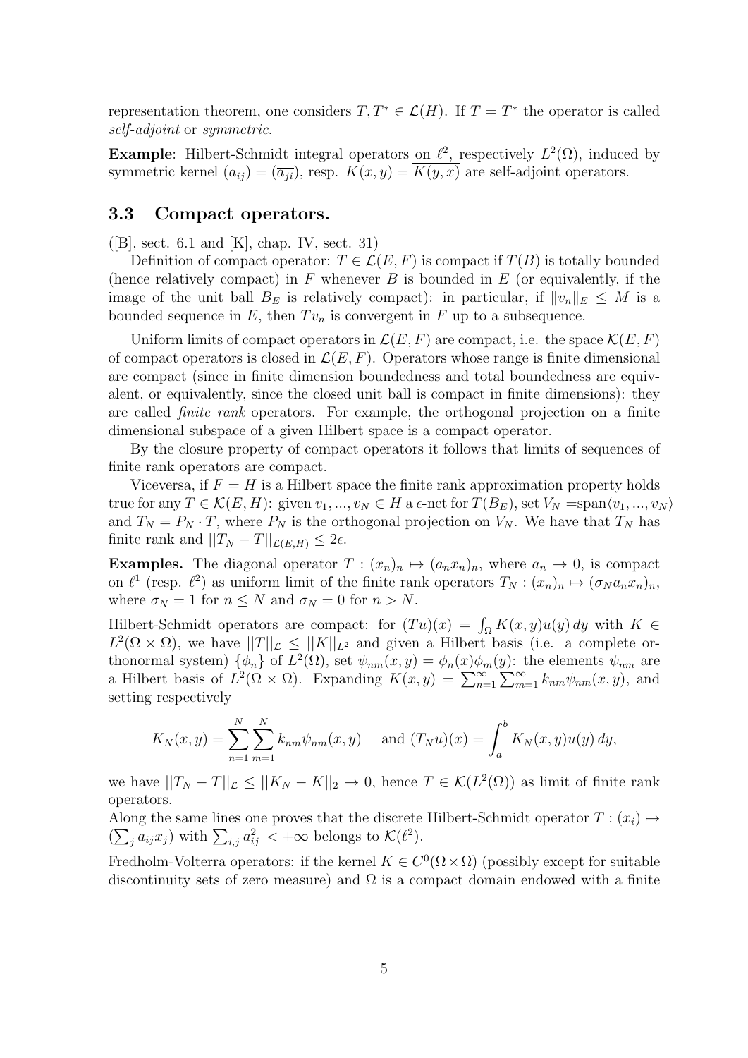representation theorem, one considers $T, T^* \in \mathcal{L}(H)$. If $T = T^*$ the operator is called *self-adjoint* or *symmetric*.

**Example**: Hilbert-Schmidt integral operators on $\ell^2$, respectively $L^2(\Omega)$, induced by symmetric kernel $(a_{ij}) = (\overline{a_{ji}})$, resp. $K(x,y) = \overline{K(y,x)}$ are self-adjoint operators.

### 3.3 Compact operators.

([B], sect. 6.1 and [K], chap. IV, sect. 31)

Definition of compact operator: $T \in \mathcal{L}(E, F)$ is compact if $T(B)$ is totally bounded (hence relatively compact) in $F$ whenever $B$ is bounded in $E$ (or equivalently, if the image of the unit ball $B_E$ is relatively compact): in particular, if $\|v_n\|_E \leq M$ is a bounded sequence in $E$, then $Tv_n$ is convergent in $F$ up to a subsequence.

Uniform limits of compact operators in $\mathcal{L}(E, F)$ are compact, i.e. the space $\mathcal{K}(E, F)$ of compact operators is closed in $\mathcal{L}(E, F)$. Operators whose range is finite dimensional are compact (since in finite dimension boundedness and total boundedness are equivalent, or equivalently, since the closed unit ball is compact in finite dimensions): they are called *finite rank* operators. For example, the orthogonal projection on a finite dimensional subspace of a given Hilbert space is a compact operator.

By the closure property of compact operators it follows that limits of sequences of finite rank operators are compact.

Viceversa, if $F = H$ is a Hilbert space the finite rank approximation property holds true for any $T \in \mathcal{K}(E, H)$: given $v_1, ..., v_N \in H$ a $\epsilon$-net for $T(B_E)$, set $V_N = \text{span}\langle v_1, ..., v_N \rangle$ and $T_N = P_N \cdot T$, where $P_N$ is the orthogonal projection on $V_N$. We have that $T_N$ has finite rank and $||T_N - T||_{\mathcal{L}(E,H)} \leq 2\epsilon$.

**Examples.** The diagonal operator $T : (x_n)_n \mapsto (a_n x_n)_n$, where $a_n \to 0$, is compact on $\ell^1$ (resp. $\ell^2$) as uniform limit of the finite rank operators $T_N : (x_n)_n \mapsto (\sigma_N a_n x_n)_n$, where $\sigma_N = 1$ for $n \leq N$ and $\sigma_N = 0$ for $n > N$.

Hilbert-Schmidt operators are compact: for $(Tu)(x) = \int_\Omega K(x,y)u(y)\,dy$ with $K \in L^2(\Omega \times \Omega)$, we have $||T||_{\mathcal{L}} \leq ||K||_{L^2}$ and given a Hilbert basis (i.e. a complete orthonormal system) $\{\phi_n\}$ of $L^2(\Omega)$, set $\psi_{nm}(x,y) = \phi_n(x)\phi_m(y)$: the elements $\psi_{nm}$ are a Hilbert basis of $L^2(\Omega \times \Omega)$. Expanding $K(x,y) = \sum_{n=1}^\infty \sum_{m=1}^\infty k_{nm}\psi_{nm}(x,y)$, and setting respectively

$$K_N(x,y) = \sum_{n=1}^{N} \sum_{m=1}^{N} k_{nm}\psi_{nm}(x,y) \quad \text{and } (T_N u)(x) = \int_a^b K_N(x,y)u(y)\,dy,$$

we have $||T_N - T||_{\mathcal{L}} \leq ||K_N - K||_2 \to 0$, hence $T \in \mathcal{K}(L^2(\Omega))$ as limit of finite rank operators.

Along the same lines one proves that the discrete Hilbert-Schmidt operator $T : (x_i) \mapsto (\sum_j a_{ij}x_j)$ with $\sum_{i,j} a_{ij}^2 < +\infty$ belongs to $\mathcal{K}(\ell^2)$.

Fredholm-Volterra operators: if the kernel $K \in C^0(\Omega \times \Omega)$ (possibly except for suitable discontinuity sets of zero measure) and $\Omega$ is a compact domain endowed with a finite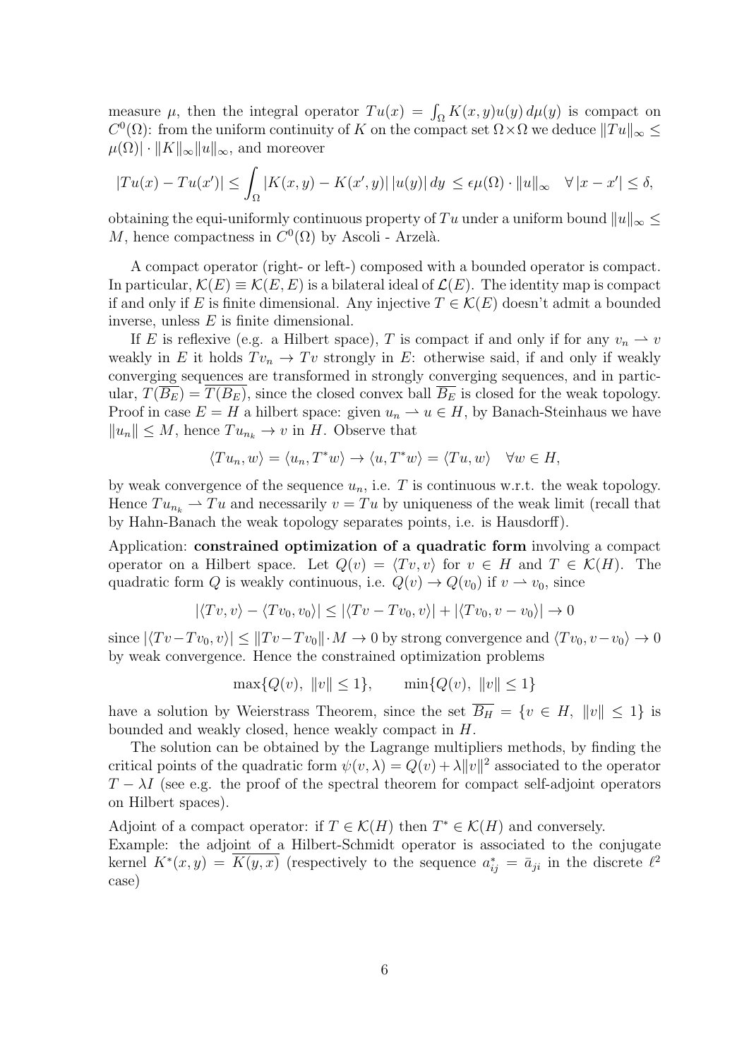measure $\mu$, then the integral operator $Tu(x) = \int_\Omega K(x,y)u(y)\,d\mu(y)$ is compact on $C^0(\Omega)$: from the uniform continuity of $K$ on the compact set $\Omega\times\Omega$ we deduce $\|Tu\|_\infty \leq \mu(\Omega)| \cdot \|K\|_\infty \|u\|_\infty$, and moreover

$$|Tu(x) - Tu(x')| \leq \int_\Omega |K(x,y) - K(x',y)|\,|u(y)|\,dy \;\leq \epsilon\mu(\Omega)\cdot \|u\|_\infty \quad \forall\, |x-x'| \leq \delta,$$

obtaining the equi-uniformly continuous property of $Tu$ under a uniform bound $\|u\|_\infty \leq M$, hence compactness in $C^0(\Omega)$ by Ascoli - Arzelà.

A compact operator (right- or left-) composed with a bounded operator is compact. In particular, $\mathcal{K}(E) \equiv \mathcal{K}(E,E)$ is a bilateral ideal of $\mathcal{L}(E)$. The identity map is compact if and only if $E$ is finite dimensional. Any injective $T \in \mathcal{K}(E)$ doesn't admit a bounded inverse, unless $E$ is finite dimensional.

If $E$ is reflexive (e.g. a Hilbert space), $T$ is compact if and only if for any $v_n \rightharpoonup v$ weakly in $E$ it holds $Tv_n \to Tv$ strongly in $E$: otherwise said, if and only if weakly converging sequences are transformed in strongly converging sequences, and in particular, $T(\overline{B_E}) = \overline{T(B_E)}$, since the closed convex ball $\overline{B_E}$ is closed for the weak topology. Proof in case $E = H$ a hilbert space: given $u_n \rightharpoonup u \in H$, by Banach-Steinhaus we have $\|u_n\| \leq M$, hence $Tu_{n_k} \to v$ in $H$. Observe that

$$\langle Tu_n, w\rangle = \langle u_n, T^*w\rangle \to \langle u, T^*w\rangle = \langle Tu, w\rangle \quad \forall w \in H,$$

by weak convergence of the sequence $u_n$, i.e. $T$ is continuous w.r.t. the weak topology. Hence $Tu_{n_k} \rightharpoonup Tu$ and necessarily $v = Tu$ by uniqueness of the weak limit (recall that by Hahn-Banach the weak topology separates points, i.e. is Hausdorff).

Application: **constrained optimization of a quadratic form** involving a compact operator on a Hilbert space. Let $Q(v) = \langle Tv, v\rangle$ for $v \in H$ and $T \in \mathcal{K}(H)$. The quadratic form $Q$ is weakly continuous, i.e. $Q(v) \to Q(v_0)$ if $v \rightharpoonup v_0$, since

$$|\langle Tv, v\rangle - \langle Tv_0, v_0\rangle| \leq |\langle Tv - Tv_0, v\rangle| + |\langle Tv_0, v - v_0\rangle| \to 0$$

since $|\langle Tv - Tv_0, v\rangle| \leq \|Tv - Tv_0\| \cdot M \to 0$ by strong convergence and $\langle Tv_0, v - v_0\rangle \to 0$ by weak convergence. Hence the constrained optimization problems

$$\max\{Q(v),\ \|v\| \leq 1\}, \qquad \min\{Q(v),\ \|v\| \leq 1\}$$

have a solution by Weierstrass Theorem, since the set $\overline{B_H} = \{v \in H,\ \|v\| \leq 1\}$ is bounded and weakly closed, hence weakly compact in $H$.

The solution can be obtained by the Lagrange multipliers methods, by finding the critical points of the quadratic form $\psi(v,\lambda) = Q(v) + \lambda\|v\|^2$ associated to the operator $T - \lambda I$ (see e.g. the proof of the spectral theorem for compact self-adjoint operators on Hilbert spaces).

Adjoint of a compact operator: if $T \in \mathcal{K}(H)$ then $T^* \in \mathcal{K}(H)$ and conversely.
Example: the adjoint of a Hilbert-Schmidt operator is associated to the conjugate kernel $K^*(x,y) = \overline{K(y,x)}$ (respectively to the sequence $a^*_{ij} = \bar{a}_{ji}$ in the discrete $\ell^2$ case)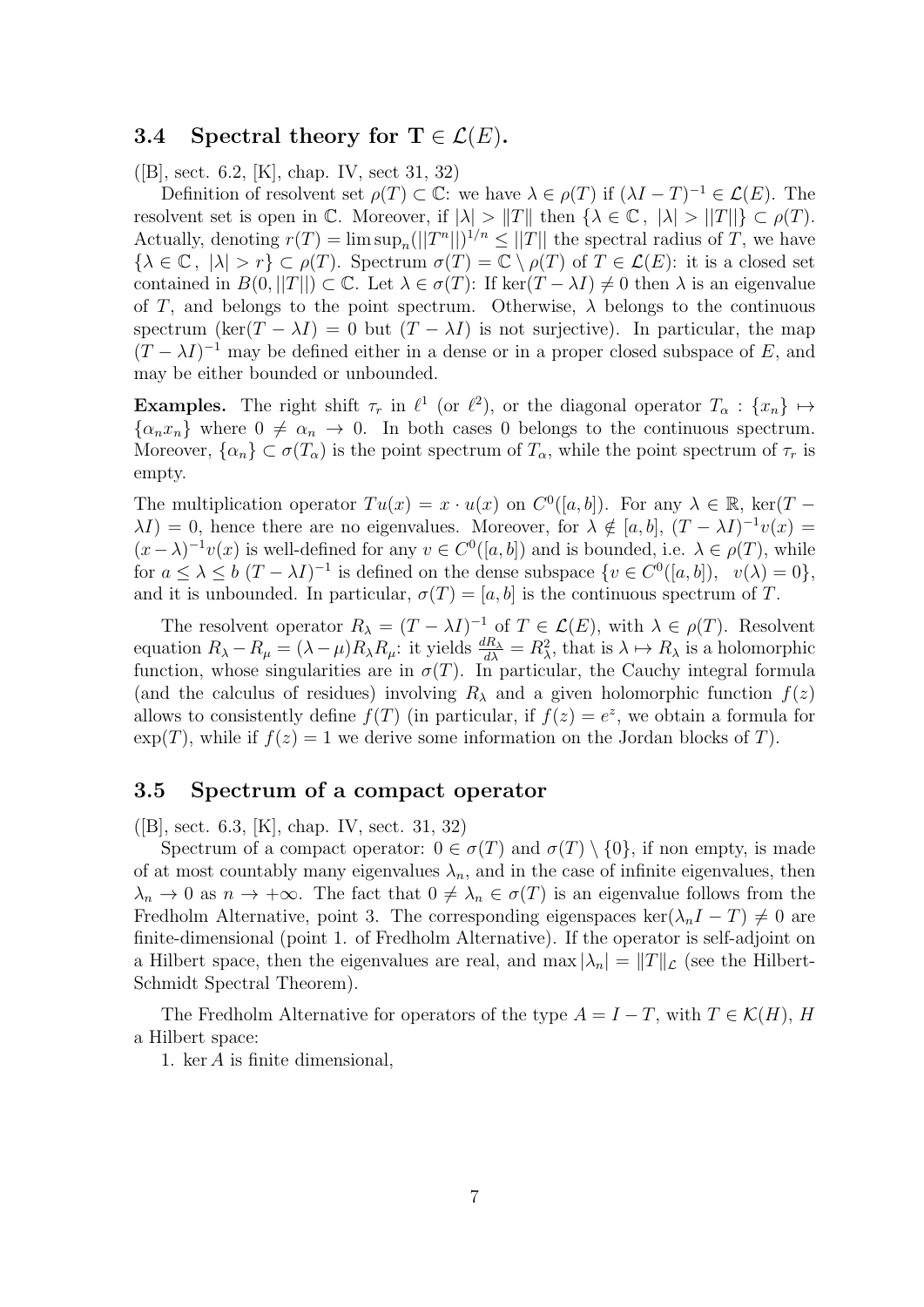### 3.4 Spectral theory for $\mathbf{T} \in \mathcal{L}(E)$.

([B], sect. 6.2, [K], chap. IV, sect 31, 32)

Definition of resolvent set $\rho(T) \subset \mathbb{C}$: we have $\lambda \in \rho(T)$ if $(\lambda I - T)^{-1} \in \mathcal{L}(E)$. The resolvent set is open in $\mathbb{C}$. Moreover, if $|\lambda| > \|T\|$ then $\{\lambda \in \mathbb{C}\,,\ |\lambda| > ||T||\} \subset \rho(T)$. Actually, denoting $r(T) = \limsup_n (||T^n||)^{1/n} \leq ||T||$ the spectral radius of $T$, we have $\{\lambda \in \mathbb{C}\,,\ |\lambda| > r\} \subset \rho(T)$. Spectrum $\sigma(T) = \mathbb{C} \setminus \rho(T)$ of $T \in \mathcal{L}(E)$: it is a closed set contained in $B(0, ||T||) \subset \mathbb{C}$. Let $\lambda \in \sigma(T)$: If $\ker(T - \lambda I) \neq 0$ then $\lambda$ is an eigenvalue of $T$, and belongs to the point spectrum. Otherwise, $\lambda$ belongs to the continuous spectrum ($\ker(T - \lambda I) = 0$ but $(T - \lambda I)$ is not surjective). In particular, the map $(T - \lambda I)^{-1}$ may be defined either in a dense or in a proper closed subspace of $E$, and may be either bounded or unbounded.

**Examples.** The right shift $\tau_r$ in $\ell^1$ (or $\ell^2$), or the diagonal operator $T_\alpha : \{x_n\} \mapsto \{\alpha_n x_n\}$ where $0 \neq \alpha_n \to 0$. In both cases 0 belongs to the continuous spectrum. Moreover, $\{\alpha_n\} \subset \sigma(T_\alpha)$ is the point spectrum of $T_\alpha$, while the point spectrum of $\tau_r$ is empty.

The multiplication operator $Tu(x) = x \cdot u(x)$ on $C^0([a, b])$. For any $\lambda \in \mathbb{R}$, $\ker(T - \lambda I) = 0$, hence there are no eigenvalues. Moreover, for $\lambda \notin [a, b]$, $(T - \lambda I)^{-1}v(x) = (x - \lambda)^{-1}v(x)$ is well-defined for any $v \in C^0([a, b])$ and is bounded, i.e. $\lambda \in \rho(T)$, while for $a \leq \lambda \leq b$ $(T - \lambda I)^{-1}$ is defined on the dense subspace $\{v \in C^0([a, b]),\ \ v(\lambda) = 0\}$, and it is unbounded. In particular, $\sigma(T) = [a, b]$ is the continuous spectrum of $T$.

The resolvent operator $R_\lambda = (T - \lambda I)^{-1}$ of $T \in \mathcal{L}(E)$, with $\lambda \in \rho(T)$. Resolvent equation $R_\lambda - R_\mu = (\lambda - \mu) R_\lambda R_\mu$: it yields $\frac{dR_\lambda}{d\lambda} = R_\lambda^2$, that is $\lambda \mapsto R_\lambda$ is a holomorphic function, whose singularities are in $\sigma(T)$. In particular, the Cauchy integral formula (and the calculus of residues) involving $R_\lambda$ and a given holomorphic function $f(z)$ allows to consistently define $f(T)$ (in particular, if $f(z) = e^z$, we obtain a formula for $\exp(T)$, while if $f(z) = 1$ we derive some information on the Jordan blocks of $T$).

### 3.5 Spectrum of a compact operator

([B], sect. 6.3, [K], chap. IV, sect. 31, 32)

Spectrum of a compact operator: $0 \in \sigma(T)$ and $\sigma(T) \setminus \{0\}$, if non empty, is made of at most countably many eigenvalues $\lambda_n$, and in the case of infinite eigenvalues, then $\lambda_n \to 0$ as $n \to +\infty$. The fact that $0 \neq \lambda_n \in \sigma(T)$ is an eigenvalue follows from the Fredholm Alternative, point 3. The corresponding eigenspaces $\ker(\lambda_n I - T) \neq 0$ are finite-dimensional (point 1. of Fredholm Alternative). If the operator is self-adjoint on a Hilbert space, then the eigenvalues are real, and $\max |\lambda_n| = \|T\|_{\mathcal{L}}$ (see the Hilbert-Schmidt Spectral Theorem).

The Fredholm Alternative for operators of the type $A = I - T$, with $T \in \mathcal{K}(H)$, $H$ a Hilbert space:

1. $\ker A$ is finite dimensional,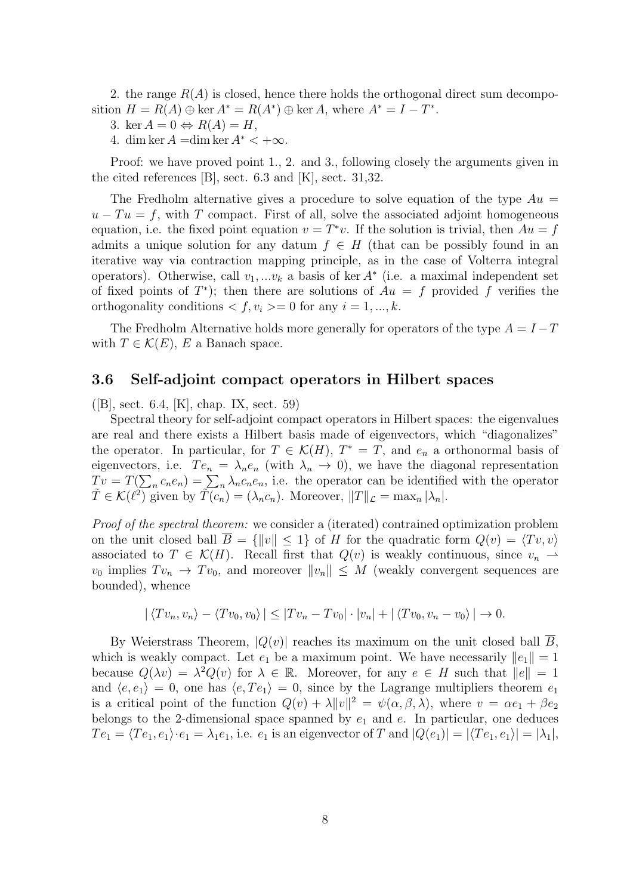2. the range $R(A)$ is closed, hence there holds the orthogonal direct sum decomposition $H = R(A) \oplus \ker A^* = R(A^*) \oplus \ker A$, where $A^* = I - T^*$.

3. $\ker A = 0 \Leftrightarrow R(A) = H$,

4. $\dim \ker A = \dim \ker A^* < +\infty$.

Proof: we have proved point 1., 2. and 3., following closely the arguments given in the cited references [B], sect. 6.3 and [K], sect. 31,32.

The Fredholm alternative gives a procedure to solve equation of the type $Au = u - Tu = f$, with $T$ compact. First of all, solve the associated adjoint homogeneous equation, i.e. the fixed point equation $v = T^*v$. If the solution is trivial, then $Au = f$ admits a unique solution for any datum $f \in H$ (that can be possibly found in an iterative way via contraction mapping principle, as in the case of Volterra integral operators). Otherwise, call $v_1, ...v_k$ a basis of $\ker A^*$ (i.e. a maximal independent set of fixed points of $T^*$); then there are solutions of $Au = f$ provided $f$ verifies the orthogonality conditions $< f, v_i >= 0$ for any $i = 1, ..., k$.

The Fredholm Alternative holds more generally for operators of the type $A = I - T$ with $T \in \mathcal{K}(E)$, $E$ a Banach space.

### 3.6 Self-adjoint compact operators in Hilbert spaces

([B], sect. 6.4, [K], chap. IX, sect. 59)

Spectral theory for self-adjoint compact operators in Hilbert spaces: the eigenvalues are real and there exists a Hilbert basis made of eigenvectors, which "diagonalizes" the operator. In particular, for $T \in \mathcal{K}(H)$, $T^* = T$, and $e_n$ a orthonormal basis of eigenvectors, i.e. $Te_n = \lambda_n e_n$ (with $\lambda_n \to 0$), we have the diagonal representation $Tv = T(\sum_n c_n e_n) = \sum_n \lambda_n c_n e_n$, i.e. the operator can be identified with the operator $\tilde{T} \in \mathcal{K}(\ell^2)$ given by $\tilde{T}(c_n) = (\lambda_n c_n)$. Moreover, $\|T\|_{\mathcal{L}} = \max_n |\lambda_n|$.

*Proof of the spectral theorem:* we consider a (iterated) contrained optimization problem on the unit closed ball $\overline{B} = \{\|v\| \leq 1\}$ of $H$ for the quadratic form $Q(v) = \langle Tv, v\rangle$ associated to $T \in \mathcal{K}(H)$. Recall first that $Q(v)$ is weakly continuous, since $v_n \rightharpoonup v_0$ implies $Tv_n \to Tv_0$, and moreover $\|v_n\| \leq M$ (weakly convergent sequences are bounded), whence

$$|\langle Tv_n, v_n\rangle - \langle Tv_0, v_0\rangle| \leq |Tv_n - Tv_0| \cdot |v_n| + |\langle Tv_0, v_n - v_0\rangle| \to 0.$$

By Weierstrass Theorem, $|Q(v)|$ reaches its maximum on the unit closed ball $\overline{B}$, which is weakly compact. Let $e_1$ be a maximum point. We have necessarily $\|e_1\| = 1$ because $Q(\lambda v) = \lambda^2 Q(v)$ for $\lambda \in \mathbb{R}$. Moreover, for any $e \in H$ such that $\|e\| = 1$ and $\langle e, e_1\rangle = 0$, one has $\langle e, Te_1\rangle = 0$, since by the Lagrange multipliers theorem $e_1$ is a critical point of the function $Q(v) + \lambda\|v\|^2 = \psi(\alpha, \beta, \lambda)$, where $v = \alpha e_1 + \beta e_2$ belongs to the 2-dimensional space spanned by $e_1$ and $e$. In particular, one deduces $Te_1 = \langle Te_1, e_1\rangle \cdot e_1 = \lambda_1 e_1$, i.e. $e_1$ is an eigenvector of $T$ and $|Q(e_1)| = |\langle Te_1, e_1\rangle| = |\lambda_1|$,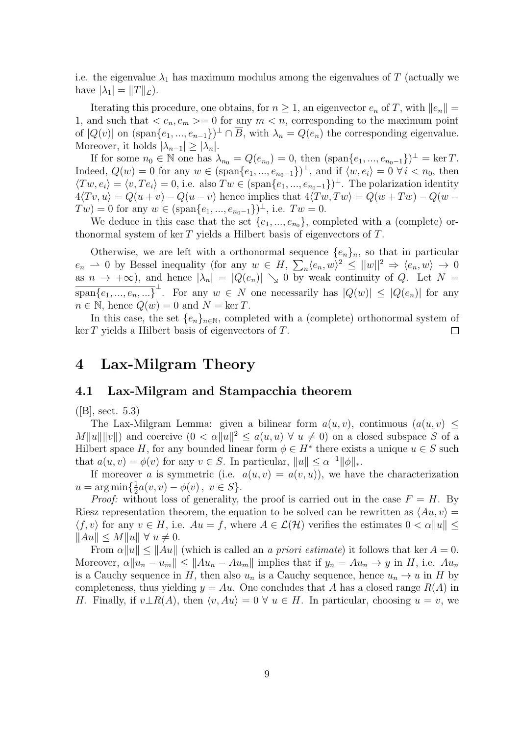i.e. the eigenvalue $\lambda_1$ has maximum modulus among the eigenvalues of $T$ (actually we have $|\lambda_1| = \|T\|_{\mathcal{L}}$).

Iterating this procedure, one obtains, for $n \geq 1$, an eigenvector $e_n$ of $T$, with $\|e_n\| = 1$, and such that $< e_n, e_m >= 0$ for any $m < n$, corresponding to the maximum point of $|Q(v)|$ on $(\text{span}\{e_1, ..., e_{n-1}\})^\perp \cap \overline{B}$, with $\lambda_n = Q(e_n)$ the corresponding eigenvalue. Moreover, it holds $|\lambda_{n-1}| \geq |\lambda_n|$.

If for some $n_0 \in \mathbb{N}$ one has $\lambda_{n_0} = Q(e_{n_0}) = 0$, then $(\text{span}\{e_1, ..., e_{n_0-1}\})^\perp = \ker T$. Indeed, $Q(w) = 0$ for any $w \in (\text{span}\{e_1, ..., e_{n_0-1}\})^\perp$, and if $\langle w, e_i \rangle = 0 \ \forall \, i < n_0$, then $\langle Tw, e_i \rangle = \langle v, Te_i \rangle = 0$, i.e. also $Tw \in (\text{span}\{e_1, ..., e_{n_0-1}\})^\perp$. The polarization identity $4\langle Tv, u \rangle = Q(u+v) - Q(u-v)$ hence implies that $4\langle Tw, Tw \rangle = Q(w + Tw) - Q(w - Tw) = 0$ for any $w \in (\text{span}\{e_1, ..., e_{n_0-1}\})^\perp$, i.e. $Tw = 0$.

We deduce in this case that the set $\{e_1, ..., e_{n_0}\}$, completed with a (complete) orthonormal system of $\ker T$ yields a Hilbert basis of eigenvectors of $T$.

Otherwise, we are left with a orthonormal sequence $\{e_n\}_n$, so that in particular $e_n \rightharpoonup 0$ by Bessel inequality (for any $w \in H$, $\sum_n \langle e_n, w \rangle^2 \leq ||w||^2 \Rightarrow \langle e_n, w \rangle \to 0$ as $n \to +\infty$), and hence $|\lambda_n| = |Q(e_n)| \searrow 0$ by weak continuity of $Q$. Let $N = \overline{\text{span}\{e_1, ..., e_n, ...\}}^\perp$. For any $w \in N$ one necessarily has $|Q(w)| \leq |Q(e_n)|$ for any $n \in \mathbb{N}$, hence $Q(w) = 0$ and $N = \ker T$.

In this case, the set $\{e_n\}_{n \in \mathbb{N}}$, completed with a (complete) orthonormal system of $\ker T$ yields a Hilbert basis of eigenvectors of $T$. $\square$

# 4 Lax-Milgram Theory

## 4.1 Lax-Milgram and Stampacchia theorem

([B], sect. 5.3)

The Lax-Milgram Lemma: given a bilinear form $a(u, v)$, continuous ($a(u, v) \leq M\|u\|\|v\|$) and coercive ($0 < \alpha\|u\|^2 \leq a(u, u) \ \forall \, u \neq 0$) on a closed subspace $S$ of a Hilbert space $H$, for any bounded linear form $\phi \in H^*$ there exists a unique $u \in S$ such that $a(u, v) = \phi(v)$ for any $v \in S$. In particular, $\|u\| \leq \alpha^{-1}\|\phi\|_*$.

If moreover $a$ is symmetric (i.e. $a(u, v) = a(v, u)$), we have the characterization $u = \arg\min\{\frac{1}{2}a(v, v) - \phi(v) \, , \ v \in S\}$.

*Proof:* without loss of generality, the proof is carried out in the case $F = H$. By Riesz representation theorem, the equation to be solved can be rewritten as $\langle Au, v \rangle = \langle f, v \rangle$ for any $v \in H$, i.e. $Au = f$, where $A \in \mathcal{L}(\mathcal{H})$ verifies the estimates $0 < \alpha\|u\| \leq \|Au\| \leq M\|u\| \ \forall \, u \neq 0$.

From $\alpha\|u\| \leq \|Au\|$ (which is called an *a priori estimate*) it follows that $\ker A = 0$. Moreover, $\alpha\|u_n - u_m\| \leq \|Au_n - Au_m\|$ implies that if $y_n = Au_n \to y$ in $H$, i.e. $Au_n$ is a Cauchy sequence in $H$, then also $u_n$ is a Cauchy sequence, hence $u_n \to u$ in $H$ by completeness, thus yielding $y = Au$. One concludes that $A$ has a closed range $R(A)$ in $H$. Finally, if $v \perp R(A)$, then $\langle v, Au \rangle = 0 \ \forall \, u \in H$. In particular, choosing $u = v$, we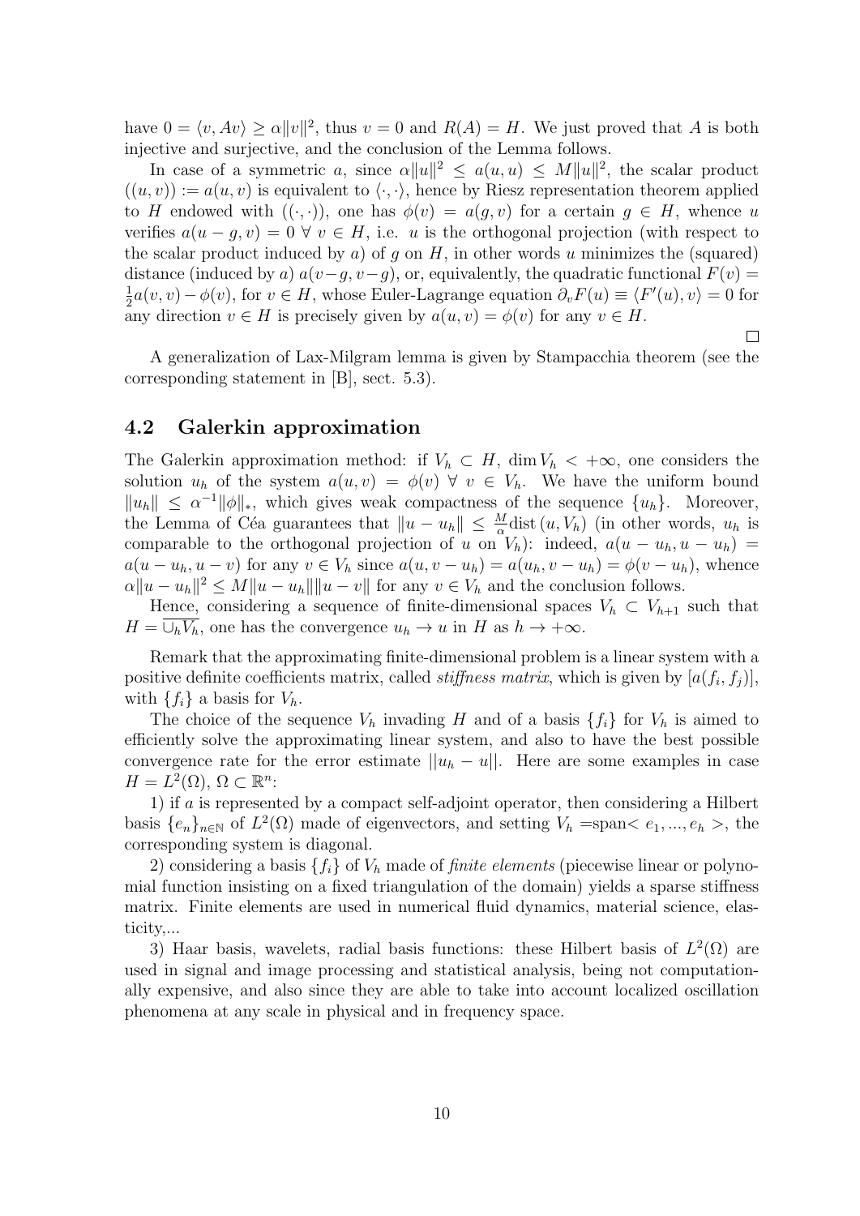have $0 = \langle v, Av \rangle \geq \alpha \|v\|^2$, thus $v = 0$ and $R(A) = H$. We just proved that $A$ is both injective and surjective, and the conclusion of the Lemma follows.

In case of a symmetric $a$, since $\alpha \|u\|^2 \leq a(u,u) \leq M\|u\|^2$, the scalar product $((u,v)) := a(u,v)$ is equivalent to $\langle \cdot, \cdot \rangle$, hence by Riesz representation theorem applied to $H$ endowed with $((\cdot,\cdot))$, one has $\phi(v) = a(g,v)$ for a certain $g \in H$, whence $u$ verifies $a(u-g,v) = 0 \ \forall \ v \in H$, i.e. $u$ is the orthogonal projection (with respect to the scalar product induced by $a$) of $g$ on $H$, in other words $u$ minimizes the (squared) distance (induced by $a$) $a(v-g, v-g)$, or, equivalently, the quadratic functional $F(v) = \frac{1}{2}a(v,v) - \phi(v)$, for $v \in H$, whose Euler-Lagrange equation $\partial_v F(u) \equiv \langle F'(u), v \rangle = 0$ for any direction $v \in H$ is precisely given by $a(u,v) = \phi(v)$ for any $v \in H$.

□

A generalization of Lax-Milgram lemma is given by Stampacchia theorem (see the corresponding statement in [B], sect. 5.3).

## 4.2 Galerkin approximation

The Galerkin approximation method: if $V_h \subset H$, $\dim V_h < +\infty$, one considers the solution $u_h$ of the system $a(u,v) = \phi(v) \ \forall \ v \in V_h$. We have the uniform bound $\|u_h\| \leq \alpha^{-1}\|\phi\|_*$, which gives weak compactness of the sequence $\{u_h\}$. Moreover, the Lemma of Céa guarantees that $\|u - u_h\| \leq \frac{M}{\alpha}\text{dist}\,(u, V_h)$ (in other words, $u_h$ is comparable to the orthogonal projection of $u$ on $V_h$): indeed, $a(u-u_h, u-u_h) = a(u-u_h, u-v)$ for any $v \in V_h$ since $a(u, v-u_h) = a(u_h, v-u_h) = \phi(v-u_h)$, whence $\alpha\|u-u_h\|^2 \leq M\|u-u_h\|\|u-v\|$ for any $v \in V_h$ and the conclusion follows.

Hence, considering a sequence of finite-dimensional spaces $V_h \subset V_{h+1}$ such that $H = \overline{\cup_h V_h}$, one has the convergence $u_h \to u$ in $H$ as $h \to +\infty$.

Remark that the approximating finite-dimensional problem is a linear system with a positive definite coefficients matrix, called *stiffness matrix*, which is given by $[a(f_i, f_j)]$, with $\{f_i\}$ a basis for $V_h$.

The choice of the sequence $V_h$ invading $H$ and of a basis $\{f_i\}$ for $V_h$ is aimed to efficiently solve the approximating linear system, and also to have the best possible convergence rate for the error estimate $||u_h - u||$. Here are some examples in case $H = L^2(\Omega)$, $\Omega \subset \mathbb{R}^n$:

1) if $a$ is represented by a compact self-adjoint operator, then considering a Hilbert basis $\{e_n\}_{n \in \mathbb{N}}$ of $L^2(\Omega)$ made of eigenvectors, and setting $V_h = \text{span} < e_1, ..., e_h >$, the corresponding system is diagonal.

2) considering a basis $\{f_i\}$ of $V_h$ made of *finite elements* (piecewise linear or polynomial function insisting on a fixed triangulation of the domain) yields a sparse stiffness matrix. Finite elements are used in numerical fluid dynamics, material science, elasticity,...

3) Haar basis, wavelets, radial basis functions: these Hilbert basis of $L^2(\Omega)$ are used in signal and image processing and statistical analysis, being not computationally expensive, and also since they are able to take into account localized oscillation phenomena at any scale in physical and in frequency space.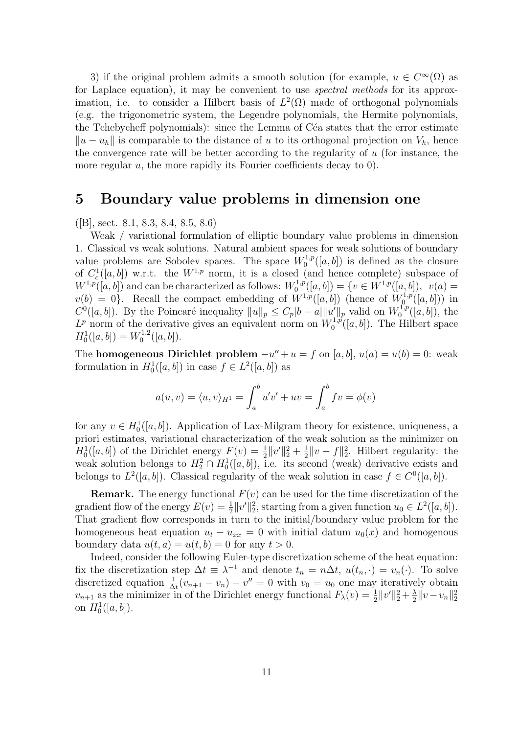3) if the original problem admits a smooth solution (for example, $u \in C^\infty(\Omega)$ as for Laplace equation), it may be convenient to use *spectral methods* for its approximation, i.e. to consider a Hilbert basis of $L^2(\Omega)$ made of orthogonal polynomials (e.g. the trigonometric system, the Legendre polynomials, the Hermite polynomials, the Tchebycheff polynomials): since the Lemma of Céa states that the error estimate $\|u - u_h\|$ is comparable to the distance of $u$ to its orthogonal projection on $V_h$, hence the convergence rate will be better according to the regularity of $u$ (for instance, the more regular $u$, the more rapidly its Fourier coefficients decay to 0).

# 5 Boundary value problems in dimension one

([B], sect. 8.1, 8.3, 8.4, 8.5, 8.6)

Weak / variational formulation of elliptic boundary value problems in dimension 1. Classical vs weak solutions. Natural ambient spaces for weak solutions of boundary value problems are Sobolev spaces. The space $W_0^{1,p}([a,b])$ is defined as the closure of $C_c^1([a,b])$ w.r.t. the $W^{1,p}$ norm, it is a closed (and hence complete) subspace of $W^{1,p}([a,b])$ and can be characterized as follows: $W_0^{1,p}([a,b]) = \{v \in W^{1,p}([a,b]),\ v(a) = v(b) = 0\}$. Recall the compact embedding of $W^{1,p}([a,b])$ (hence of $W_0^{1,p}([a,b])$) in $C^0([a,b])$. By the Poincaré inequality $\|u\|_p \le C_p|b-a|\|u'\|_p$ valid on $W_0^{1,p}([a,b])$, the $L^p$ norm of the derivative gives an equivalent norm on $W_0^{1,p}([a,b])$. The Hilbert space $H_0^1([a,b]) = W_0^{1,2}([a,b])$.

The **homogeneous Dirichlet problem** $-u'' + u = f$ on $[a,b]$, $u(a) = u(b) = 0$: weak formulation in $H_0^1([a,b])$ in case $f \in L^2([a,b])$ as

$$a(u,v) = \langle u, v\rangle_{H^1} = \int_a^b u'v' + uv = \int_a^b fv = \phi(v)$$

for any $v \in H_0^1([a,b])$. Application of Lax-Milgram theory for existence, uniqueness, a priori estimates, variational characterization of the weak solution as the minimizer on $H_0^1([a,b])$ of the Dirichlet energy $F(v) = \frac{1}{2}\|v'\|_2^2 + \frac{1}{2}\|v - f\|_2^2$. Hilbert regularity: the weak solution belongs to $H_2^2 \cap H_0^1([a,b])$, i.e. its second (weak) derivative exists and belongs to $L^2([a,b])$. Classical regularity of the weak solution in case $f \in C^0([a,b])$.

**Remark.** The energy functional $F(v)$ can be used for the time discretization of the gradient flow of the energy $E(v) = \frac{1}{2}\|v'\|_2^2$, starting from a given function $u_0 \in L^2([a,b])$. That gradient flow corresponds in turn to the initial/boundary value problem for the homogeneous heat equation $u_t - u_{xx} = 0$ with initial datum $u_0(x)$ and homogenous boundary data $u(t,a) = u(t,b) = 0$ for any $t > 0$.

Indeed, consider the following Euler-type discretization scheme of the heat equation: fix the discretization step $\Delta t \equiv \lambda^{-1}$ and denote $t_n = n\Delta t$, $u(t_n, \cdot) = v_n(\cdot)$. To solve discretized equation $\frac{1}{\Delta t}(v_{n+1} - v_n) - v'' = 0$ with $v_0 = u_0$ one may iteratively obtain $v_{n+1}$ as the minimizer in of the Dirichlet energy functional $F_\lambda(v) = \frac{1}{2}\|v'\|_2^2 + \frac{\lambda}{2}\|v - v_n\|_2^2$ on $H_0^1([a,b])$.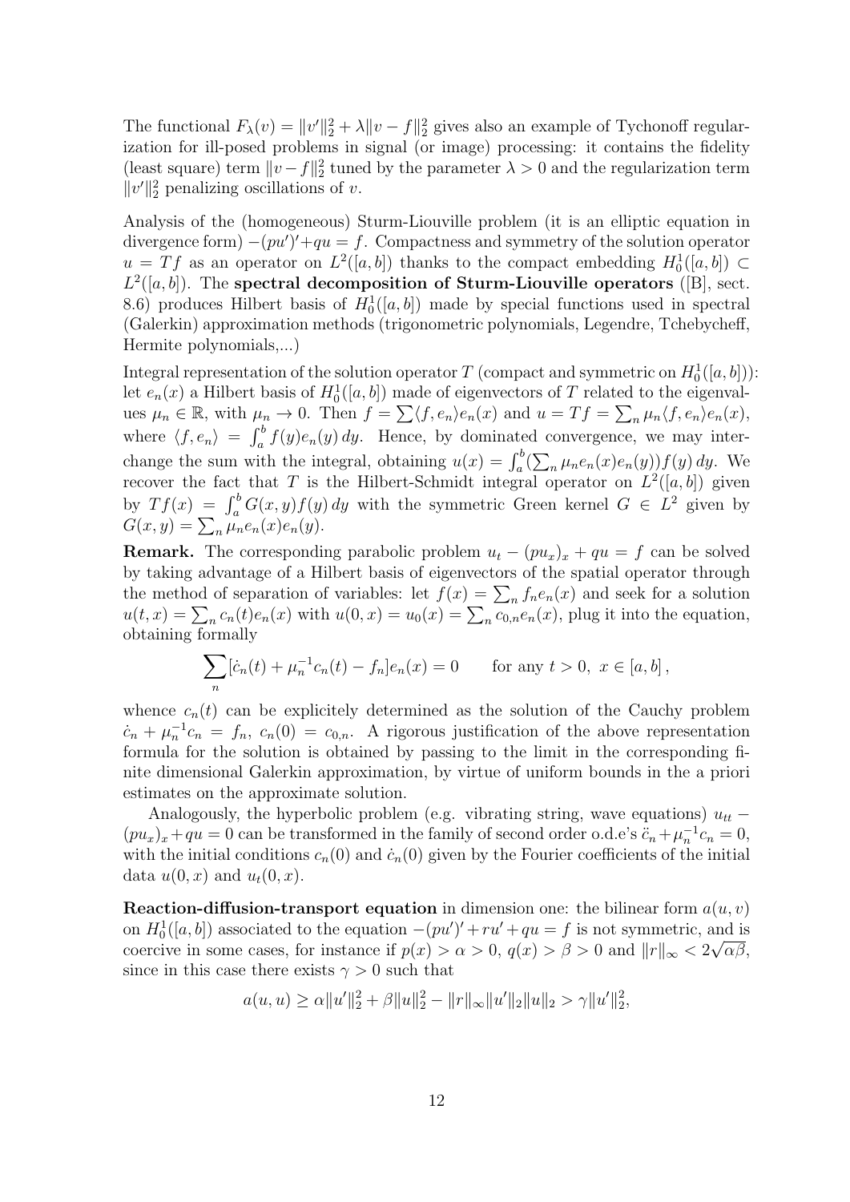The functional $F_\lambda(v) = \|v'\|_2^2 + \lambda\|v - f\|_2^2$ gives also an example of Tychonoff regularization for ill-posed problems in signal (or image) processing: it contains the fidelity (least square) term $\|v - f\|_2^2$ tuned by the parameter $\lambda > 0$ and the regularization term $\|v'\|_2^2$ penalizing oscillations of $v$.

Analysis of the (homogeneous) Sturm-Liouville problem (it is an elliptic equation in divergence form) $-(pu')' + qu = f$. Compactness and symmetry of the solution operator $u = Tf$ as an operator on $L^2([a, b])$ thanks to the compact embedding $H_0^1([a, b]) \subset L^2([a, b])$. The **spectral decomposition of Sturm-Liouville operators** ([B], sect. 8.6) produces Hilbert basis of $H_0^1([a, b])$ made by special functions used in spectral (Galerkin) approximation methods (trigonometric polynomials, Legendre, Tchebycheff, Hermite polynomials,...)

Integral representation of the solution operator $T$ (compact and symmetric on $H_0^1([a, b])$): let $e_n(x)$ a Hilbert basis of $H_0^1([a, b])$ made of eigenvectors of $T$ related to the eigenvalues $\mu_n \in \mathbb{R}$, with $\mu_n \to 0$. Then $f = \sum \langle f, e_n \rangle e_n(x)$ and $u = Tf = \sum_n \mu_n \langle f, e_n \rangle e_n(x)$, where $\langle f, e_n \rangle = \int_a^b f(y) e_n(y)\, dy$. Hence, by dominated convergence, we may interchange the sum with the integral, obtaining $u(x) = \int_a^b (\sum_n \mu_n e_n(x) e_n(y)) f(y)\, dy$. We recover the fact that $T$ is the Hilbert-Schmidt integral operator on $L^2([a, b])$ given by $Tf(x) = \int_a^b G(x, y) f(y)\, dy$ with the symmetric Green kernel $G \in L^2$ given by $G(x, y) = \sum_n \mu_n e_n(x) e_n(y)$.

**Remark.** The corresponding parabolic problem $u_t - (pu_x)_x + qu = f$ can be solved by taking advantage of a Hilbert basis of eigenvectors of the spatial operator through the method of separation of variables: let $f(x) = \sum_n f_n e_n(x)$ and seek for a solution $u(t, x) = \sum_n c_n(t) e_n(x)$ with $u(0, x) = u_0(x) = \sum_n c_{0,n} e_n(x)$, plug it into the equation, obtaining formally

$$\sum_n [\dot{c}_n(t) + \mu_n^{-1} c_n(t) - f_n] e_n(x) = 0 \qquad \text{for any } t > 0,\ x \in [a, b]\,,$$

whence $c_n(t)$ can be explicitely determined as the solution of the Cauchy problem $\dot{c}_n + \mu_n^{-1} c_n = f_n$, $c_n(0) = c_{0,n}$. A rigorous justification of the above representation formula for the solution is obtained by passing to the limit in the corresponding finite dimensional Galerkin approximation, by virtue of uniform bounds in the a priori estimates on the approximate solution.

Analogously, the hyperbolic problem (e.g. vibrating string, wave equations) $u_{tt} - (pu_x)_x + qu = 0$ can be transformed in the family of second order o.d.e's $\ddot{c}_n + \mu_n^{-1} c_n = 0$, with the initial conditions $c_n(0)$ and $\dot{c}_n(0)$ given by the Fourier coefficients of the initial data $u(0, x)$ and $u_t(0, x)$.

**Reaction-diffusion-transport equation** in dimension one: the bilinear form $a(u, v)$ on $H_0^1([a, b])$ associated to the equation $-(pu')' + ru' + qu = f$ is not symmetric, and is coercive in some cases, for instance if $p(x) > \alpha > 0$, $q(x) > \beta > 0$ and $\|r\|_\infty < 2\sqrt{\alpha\beta}$, since in this case there exists $\gamma > 0$ such that

$$a(u, u) \geq \alpha\|u'\|_2^2 + \beta\|u\|_2^2 - \|r\|_\infty \|u'\|_2 \|u\|_2 > \gamma\|u'\|_2^2,$$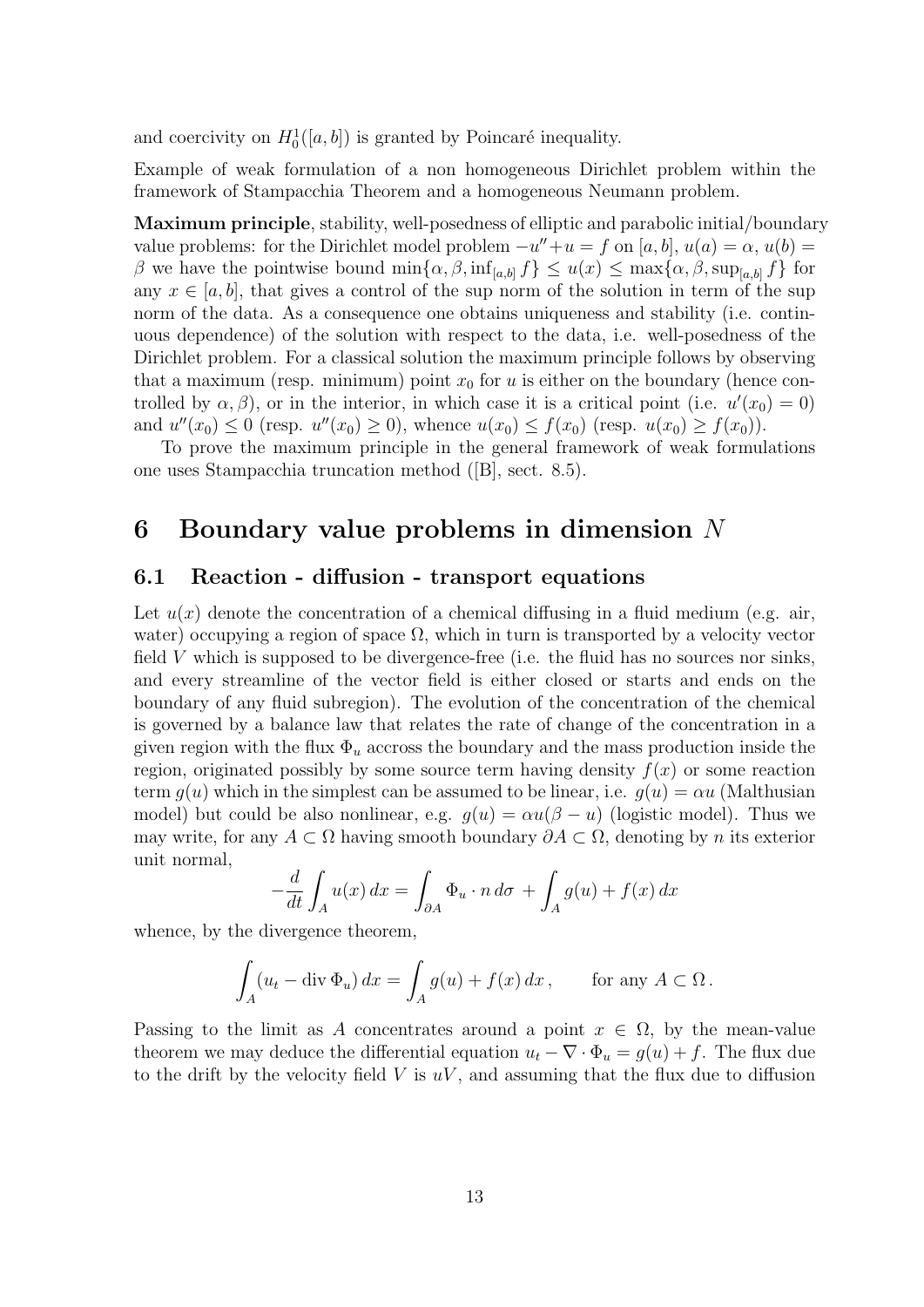and coercivity on $H_0^1([a,b])$ is granted by Poincaré inequality.

Example of weak formulation of a non homogeneous Dirichlet problem within the framework of Stampacchia Theorem and a homogeneous Neumann problem.

**Maximum principle**, stability, well-posedness of elliptic and parabolic initial/boundary value problems: for the Dirichlet model problem $-u''+u=f$ on $[a,b]$, $u(a)=\alpha$, $u(b)=\beta$ we have the pointwise bound $\min\{\alpha,\beta,\inf_{[a,b]} f\} \le u(x) \le \max\{\alpha,\beta,\sup_{[a,b]} f\}$ for any $x\in[a,b]$, that gives a control of the sup norm of the solution in term of the sup norm of the data. As a consequence one obtains uniqueness and stability (i.e. continuous dependence) of the solution with respect to the data, i.e. well-posedness of the Dirichlet problem. For a classical solution the maximum principle follows by observing that a maximum (resp. minimum) point $x_0$ for $u$ is either on the boundary (hence controlled by $\alpha,\beta$), or in the interior, in which case it is a critical point (i.e. $u'(x_0)=0$) and $u''(x_0)\le 0$ (resp. $u''(x_0)\ge 0$), whence $u(x_0)\le f(x_0)$ (resp. $u(x_0)\ge f(x_0)$).

To prove the maximum principle in the general framework of weak formulations one uses Stampacchia truncation method ([B], sect. 8.5).

# 6 Boundary value problems in dimension $N$

## 6.1 Reaction - diffusion - transport equations

Let $u(x)$ denote the concentration of a chemical diffusing in a fluid medium (e.g. air, water) occupying a region of space $\Omega$, which in turn is transported by a velocity vector field $V$ which is supposed to be divergence-free (i.e. the fluid has no sources nor sinks, and every streamline of the vector field is either closed or starts and ends on the boundary of any fluid subregion). The evolution of the concentration of the chemical is governed by a balance law that relates the rate of change of the concentration in a given region with the flux $\Phi_u$ accross the boundary and the mass production inside the region, originated possibly by some source term having density $f(x)$ or some reaction term $g(u)$ which in the simplest can be assumed to be linear, i.e. $g(u)=\alpha u$ (Malthusian model) but could be also nonlinear, e.g. $g(u)=\alpha u(\beta-u)$ (logistic model). Thus we may write, for any $A\subset\Omega$ having smooth boundary $\partial A\subset\Omega$, denoting by $n$ its exterior unit normal,

$$-\frac{d}{dt}\int_A u(x)\,dx = \int_{\partial A}\Phi_u\cdot n\,d\sigma + \int_A g(u)+f(x)\,dx$$

whence, by the divergence theorem,

$$\int_A (u_t - \operatorname{div}\Phi_u)\,dx = \int_A g(u)+f(x)\,dx\,, \qquad \text{for any } A\subset\Omega\,.$$

Passing to the limit as $A$ concentrates around a point $x\in\Omega$, by the mean-value theorem we may deduce the differential equation $u_t-\nabla\cdot\Phi_u = g(u)+f$. The flux due to the drift by the velocity field $V$ is $uV$, and assuming that the flux due to diffusion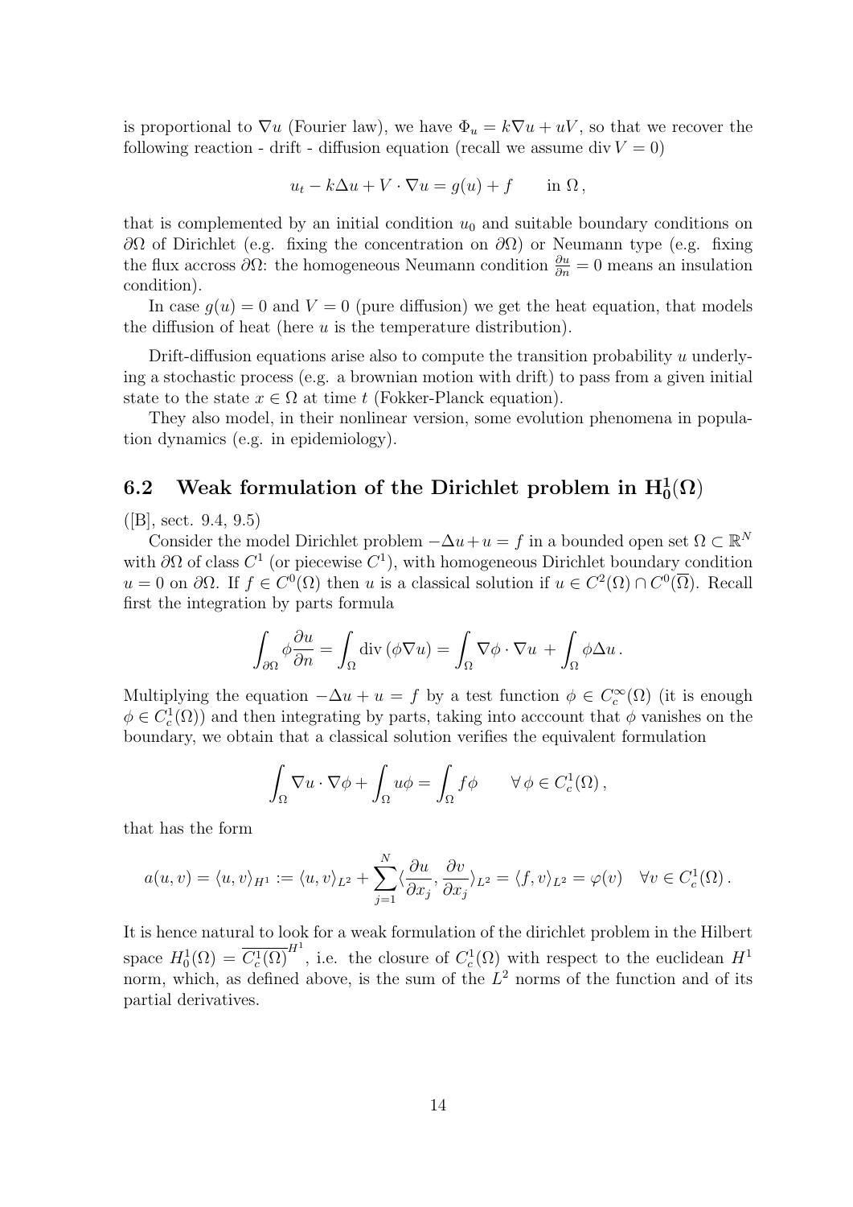is proportional to $\nabla u$ (Fourier law), we have $\Phi_u = k\nabla u + uV$, so that we recover the following reaction - drift - diffusion equation (recall we assume $\operatorname{div} V = 0$)

$$u_t - k\Delta u + V \cdot \nabla u = g(u) + f \qquad \text{in } \Omega\,,$$

that is complemented by an initial condition $u_0$ and suitable boundary conditions on $\partial\Omega$ of Dirichlet (e.g. fixing the concentration on $\partial\Omega$) or Neumann type (e.g. fixing the flux accross $\partial\Omega$: the homogeneous Neumann condition $\frac{\partial u}{\partial n} = 0$ means an insulation condition).

In case $g(u) = 0$ and $V = 0$ (pure diffusion) we get the heat equation, that models the diffusion of heat (here $u$ is the temperature distribution).

Drift-diffusion equations arise also to compute the transition probability $u$ underlying a stochastic process (e.g. a brownian motion with drift) to pass from a given initial state to the state $x \in \Omega$ at time $t$ (Fokker-Planck equation).

They also model, in their nonlinear version, some evolution phenomena in population dynamics (e.g. in epidemiology).

## 6.2 Weak formulation of the Dirichlet problem in $\mathbf{H^1_0(\Omega)}$

([B], sect. 9.4, 9.5)

Consider the model Dirichlet problem $-\Delta u + u = f$ in a bounded open set $\Omega \subset \mathbb{R}^N$ with $\partial\Omega$ of class $C^1$ (or piecewise $C^1$), with homogeneous Dirichlet boundary condition $u = 0$ on $\partial\Omega$. If $f \in C^0(\Omega)$ then $u$ is a classical solution if $u \in C^2(\Omega) \cap C^0(\overline{\Omega})$. Recall first the integration by parts formula

$$\int_{\partial\Omega} \phi \frac{\partial u}{\partial n} = \int_\Omega \operatorname{div}(\phi \nabla u) = \int_\Omega \nabla\phi \cdot \nabla u \, + \int_\Omega \phi \Delta u\,.$$

Multiplying the equation $-\Delta u + u = f$ by a test function $\phi \in C_c^\infty(\Omega)$ (it is enough $\phi \in C_c^1(\Omega)$) and then integrating by parts, taking into acccount that $\phi$ vanishes on the boundary, we obtain that a classical solution verifies the equivalent formulation

$$\int_\Omega \nabla u \cdot \nabla\phi + \int_\Omega u\phi = \int_\Omega f\phi \qquad \forall\, \phi \in C_c^1(\Omega)\,,$$

that has the form

$$a(u, v) = \langle u, v\rangle_{H^1} := \langle u, v\rangle_{L^2} + \sum_{j=1}^N \langle \frac{\partial u}{\partial x_j}, \frac{\partial v}{\partial x_j}\rangle_{L^2} = \langle f, v\rangle_{L^2} = \varphi(v) \quad \forall v \in C_c^1(\Omega)\,.$$

It is hence natural to look for a weak formulation of the dirichlet problem in the Hilbert space $H_0^1(\Omega) = \overline{C_c^1(\Omega)}^{H^1}$, i.e. the closure of $C_c^1(\Omega)$ with respect to the euclidean $H^1$ norm, which, as defined above, is the sum of the $L^2$ norms of the function and of its partial derivatives.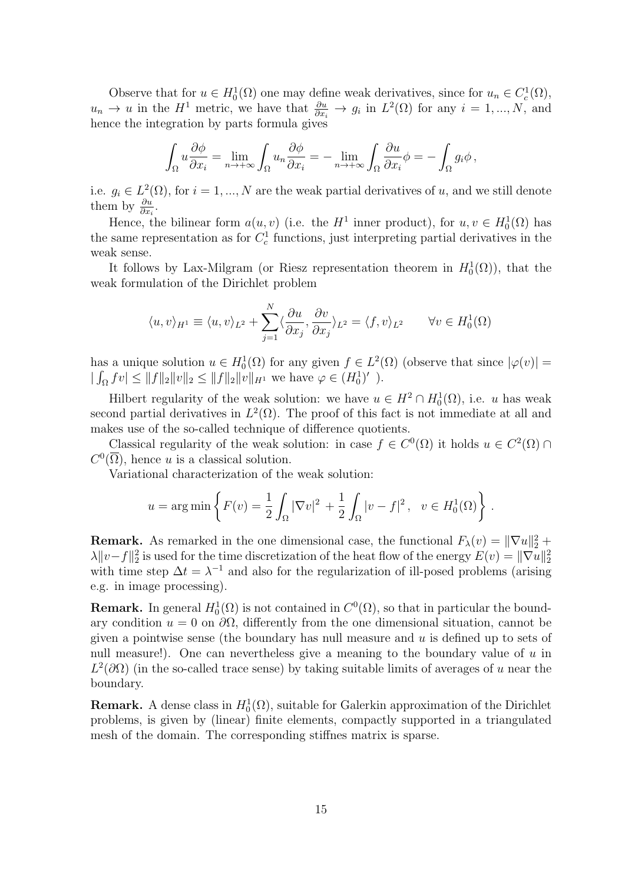Observe that for $u \in H_0^1(\Omega)$ one may define weak derivatives, since for $u_n \in C_c^1(\Omega)$, $u_n \to u$ in the $H^1$ metric, we have that $\frac{\partial u}{\partial x_i} \to g_i$ in $L^2(\Omega)$ for any $i = 1, ..., N$, and hence the integration by parts formula gives

$$\int_\Omega u \frac{\partial \phi}{\partial x_i} = \lim_{n \to +\infty} \int_\Omega u_n \frac{\partial \phi}{\partial x_i} = - \lim_{n \to +\infty} \int_\Omega \frac{\partial u}{\partial x_i} \phi = - \int_\Omega g_i \phi \,,$$

i.e. $g_i \in L^2(\Omega)$, for $i = 1, ..., N$ are the weak partial derivatives of $u$, and we still denote them by $\frac{\partial u}{\partial x_i}$.

Hence, the bilinear form $a(u, v)$ (i.e. the $H^1$ inner product), for $u, v \in H_0^1(\Omega)$ has the same representation as for $C_c^1$ functions, just interpreting partial derivatives in the weak sense.

It follows by Lax-Milgram (or Riesz representation theorem in $H_0^1(\Omega)$), that the weak formulation of the Dirichlet problem

$$\langle u, v \rangle_{H^1} \equiv \langle u, v \rangle_{L^2} + \sum_{j=1}^N \langle \frac{\partial u}{\partial x_j}, \frac{\partial v}{\partial x_j} \rangle_{L^2} = \langle f, v \rangle_{L^2} \qquad \forall v \in H_0^1(\Omega)$$

has a unique solution $u \in H_0^1(\Omega)$ for any given $f \in L^2(\Omega)$ (observe that since $|\varphi(v)| = |\int_\Omega fv| \le \|f\|_2 \|v\|_2 \le \|f\|_2 \|v\|_{H^1}$ we have $\varphi \in (H_0^1)'$ ).

Hilbert regularity of the weak solution: we have $u \in H^2 \cap H_0^1(\Omega)$, i.e. $u$ has weak second partial derivatives in $L^2(\Omega)$. The proof of this fact is not immediate at all and makes use of the so-called technique of difference quotients.

Classical regularity of the weak solution: in case $f \in C^0(\Omega)$ it holds $u \in C^2(\Omega) \cap C^0(\overline{\Omega})$, hence $u$ is a classical solution.

Variational characterization of the weak solution:

$$u = \arg\min \left\{ F(v) = \frac{1}{2} \int_\Omega |\nabla v|^2 + \frac{1}{2} \int_\Omega |v - f|^2 \,, \quad v \in H_0^1(\Omega) \right\} .$$

**Remark.** As remarked in the one dimensional case, the functional $F_\lambda(v) = \|\nabla u\|_2^2 + \lambda \|v - f\|_2^2$ is used for the time discretization of the heat flow of the energy $E(v) = \|\nabla u\|_2^2$ with time step $\Delta t = \lambda^{-1}$ and also for the regularization of ill-posed problems (arising e.g. in image processing).

**Remark.** In general $H_0^1(\Omega)$ is not contained in $C^0(\Omega)$, so that in particular the boundary condition $u = 0$ on $\partial\Omega$, differently from the one dimensional situation, cannot be given a pointwise sense (the boundary has null measure and $u$ is defined up to sets of null measure!). One can nevertheless give a meaning to the boundary value of $u$ in $L^2(\partial\Omega)$ (in the so-called trace sense) by taking suitable limits of averages of $u$ near the boundary.

**Remark.** A dense class in $H_0^1(\Omega)$, suitable for Galerkin approximation of the Dirichlet problems, is given by (linear) finite elements, compactly supported in a triangulated mesh of the domain. The corresponding stiffnes matrix is sparse.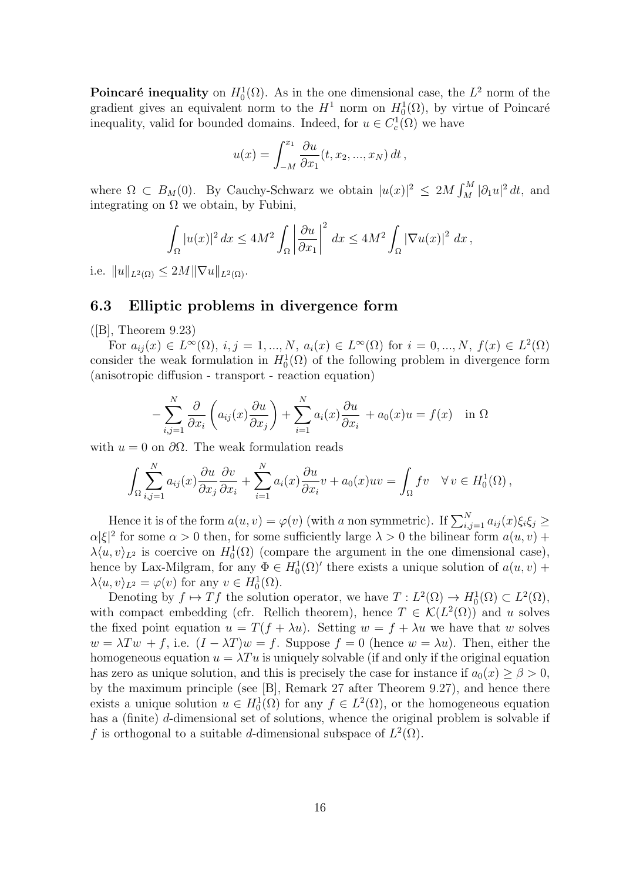**Poincaré inequality** on $H_0^1(\Omega)$. As in the one dimensional case, the $L^2$ norm of the gradient gives an equivalent norm to the $H^1$ norm on $H_0^1(\Omega)$, by virtue of Poincaré inequality, valid for bounded domains. Indeed, for $u \in C_c^1(\Omega)$ we have

$$u(x) = \int_{-M}^{x_1} \frac{\partial u}{\partial x_1}(t, x_2, ..., x_N)\, dt\,,$$

where $\Omega \subset B_M(0)$. By Cauchy-Schwarz we obtain $|u(x)|^2 \leq 2M \int_M^M |\partial_1 u|^2\, dt$, and integrating on $\Omega$ we obtain, by Fubini,

$$\int_\Omega |u(x)|^2\, dx \leq 4M^2 \int_\Omega \left|\frac{\partial u}{\partial x_1}\right|^2\, dx \leq 4M^2 \int_\Omega |\nabla u(x)|^2\, dx\,,$$

i.e. $\|u\|_{L^2(\Omega)} \leq 2M \|\nabla u\|_{L^2(\Omega)}$.

### 6.3 Elliptic problems in divergence form

([B], Theorem 9.23)

For $a_{ij}(x) \in L^\infty(\Omega)$, $i, j = 1, ..., N$, $a_i(x) \in L^\infty(\Omega)$ for $i = 0, ..., N$, $f(x) \in L^2(\Omega)$ consider the weak formulation in $H_0^1(\Omega)$ of the following problem in divergence form (anisotropic diffusion - transport - reaction equation)

$$-\sum_{i,j=1}^N \frac{\partial}{\partial x_i}\left(a_{ij}(x)\frac{\partial u}{\partial x_j}\right) + \sum_{i=1}^N a_i(x)\frac{\partial u}{\partial x_i} + a_0(x)u = f(x) \quad \text{in } \Omega$$

with $u = 0$ on $\partial\Omega$. The weak formulation reads

$$\int_\Omega \sum_{i,j=1}^N a_{ij}(x)\frac{\partial u}{\partial x_j}\frac{\partial v}{\partial x_i} + \sum_{i=1}^N a_i(x)\frac{\partial u}{\partial x_i}v + a_0(x)uv = \int_\Omega fv \quad \forall\, v \in H_0^1(\Omega)\,,$$

Hence it is of the form $a(u, v) = \varphi(v)$ (with $a$ non symmetric). If $\sum_{i,j=1}^N a_{ij}(x)\xi_i\xi_j \geq \alpha|\xi|^2$ for some $\alpha > 0$ then, for some sufficiently large $\lambda > 0$ the bilinear form $a(u, v) + \lambda\langle u, v\rangle_{L^2}$ is coercive on $H_0^1(\Omega)$ (compare the argument in the one dimensional case), hence by Lax-Milgram, for any $\Phi \in H_0^1(\Omega)'$ there exists a unique solution of $a(u, v) + \lambda\langle u, v\rangle_{L^2} = \varphi(v)$ for any $v \in H_0^1(\Omega)$.

Denoting by $f \mapsto Tf$ the solution operator, we have $T : L^2(\Omega) \to H_0^1(\Omega) \subset L^2(\Omega)$, with compact embedding (cfr. Rellich theorem), hence $T \in \mathcal{K}(L^2(\Omega))$ and $u$ solves the fixed point equation $u = T(f + \lambda u)$. Setting $w = f + \lambda u$ we have that $w$ solves $w = \lambda T w + f$, i.e. $(I - \lambda T)w = f$. Suppose $f = 0$ (hence $w = \lambda u$). Then, either the homogeneous equation $u = \lambda T u$ is uniquely solvable (if and only if the original equation has zero as unique solution, and this is precisely the case for instance if $a_0(x) \geq \beta > 0$, by the maximum principle (see [B], Remark 27 after Theorem 9.27), and hence there exists a unique solution $u \in H_0^1(\Omega)$ for any $f \in L^2(\Omega)$, or the homogeneous equation has a (finite) $d$-dimensional set of solutions, whence the original problem is solvable if $f$ is orthogonal to a suitable $d$-dimensional subspace of $L^2(\Omega)$.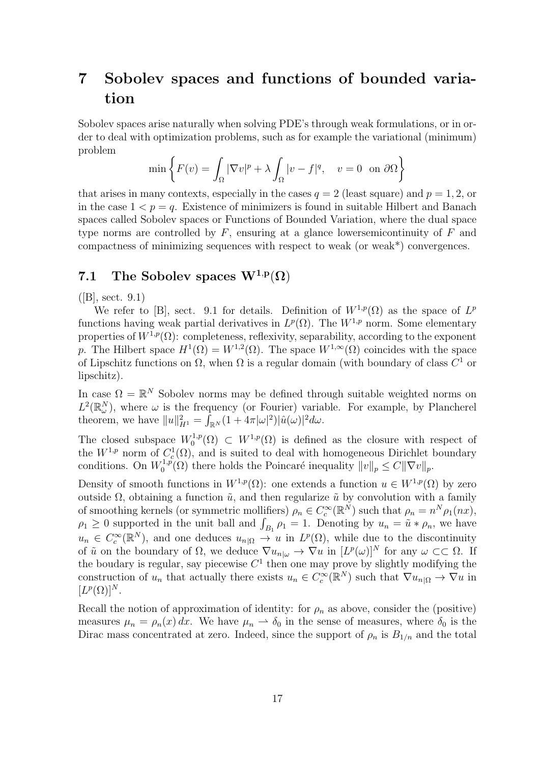# 7 Sobolev spaces and functions of bounded variation

Sobolev spaces arise naturally when solving PDE's through weak formulations, or in order to deal with optimization problems, such as for example the variational (minimum) problem

$$\min \left\{ F(v) = \int_\Omega |\nabla v|^p + \lambda \int_\Omega |v - f|^q, \quad v = 0 \ \text{ on } \partial\Omega \right\}$$

that arises in many contexts, especially in the cases $q = 2$ (least square) and $p = 1, 2$, or in the case $1 < p = q$. Existence of minimizers is found in suitable Hilbert and Banach spaces called Sobolev spaces or Functions of Bounded Variation, where the dual space type norms are controlled by $F$, ensuring at a glance lowersemicontinuity of $F$ and compactness of minimizing sequences with respect to weak (or weak*) convergences.

## 7.1 The Sobolev spaces $\mathbf{W^{1,p}(\Omega)}$

([B], sect. 9.1)

We refer to [B], sect. 9.1 for details. Definition of $W^{1,p}(\Omega)$ as the space of $L^p$ functions having weak partial derivatives in $L^p(\Omega)$. The $W^{1,p}$ norm. Some elementary properties of $W^{1,p}(\Omega)$: completeness, reflexivity, separability, according to the exponent $p$. The Hilbert space $H^1(\Omega) = W^{1,2}(\Omega)$. The space $W^{1,\infty}(\Omega)$ coincides with the space of Lipschitz functions on $\Omega$, when $\Omega$ is a regular domain (with boundary of class $C^1$ or lipschitz).

In case $\Omega = \mathbb{R}^N$ Sobolev norms may be defined through suitable weighted norms on $L^2(\mathbb{R}^N_\omega)$, where $\omega$ is the frequency (or Fourier) variable. For example, by Plancherel theorem, we have $\|u\|^2_{H^1} = \int_{\mathbb{R}^N}(1 + 4\pi|\omega|^2)|\hat{u}(\omega)|^2 d\omega$.

The closed subspace $W^{1,p}_0(\Omega) \subset W^{1,p}(\Omega)$ is defined as the closure with respect of the $W^{1,p}$ norm of $C^1_c(\Omega)$, and is suited to deal with homogeneous Dirichlet boundary conditions. On $W^{1,p}_0(\Omega)$ there holds the Poincaré inequality $\|v\|_p \leq C\|\nabla v\|_p$.

Density of smooth functions in $W^{1,p}(\Omega)$: one extends a function $u \in W^{1,p}(\Omega)$ by zero outside $\Omega$, obtaining a function $\tilde{u}$, and then regularize $\tilde{u}$ by convolution with a family of smoothing kernels (or symmetric mollifiers) $\rho_n \in C^\infty_c(\mathbb{R}^N)$ such that $\rho_n = n^N \rho_1(nx)$, $\rho_1 \geq 0$ supported in the unit ball and $\int_{B_1} \rho_1 = 1$. Denoting by $u_n = \tilde{u} * \rho_n$, we have $u_n \in C^\infty_c(\mathbb{R}^N)$, and one deduces $u_{n|\Omega} \to u$ in $L^p(\Omega)$, while due to the discontinuity of $\tilde{u}$ on the boundary of $\Omega$, we deduce $\nabla u_{n|\omega} \to \nabla u$ in $[L^p(\omega)]^N$ for any $\omega \subset\subset \Omega$. If the boudary is regular, say piecewise $C^1$ then one may prove by slightly modifying the construction of $u_n$ that actually there exists $u_n \in C^\infty_c(\mathbb{R}^N)$ such that $\nabla u_{n|\Omega} \to \nabla u$ in $[L^p(\Omega)]^N$.

Recall the notion of approximation of identity: for $\rho_n$ as above, consider the (positive) measures $\mu_n = \rho_n(x)\, dx$. We have $\mu_n \rightharpoonup \delta_0$ in the sense of measures, where $\delta_0$ is the Dirac mass concentrated at zero. Indeed, since the support of $\rho_n$ is $B_{1/n}$ and the total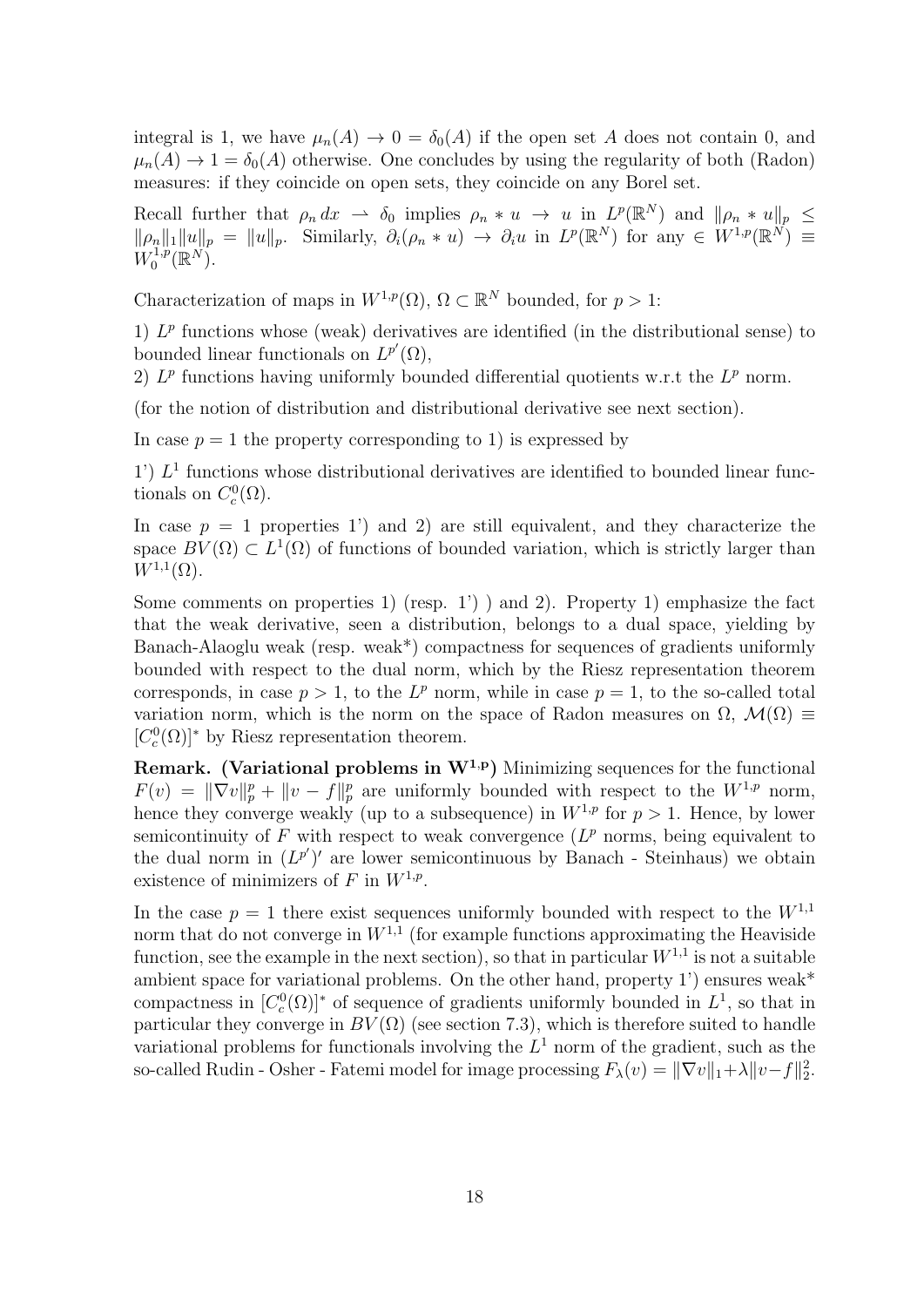integral is 1, we have $\mu_n(A) \to 0 = \delta_0(A)$ if the open set $A$ does not contain 0, and $\mu_n(A) \to 1 = \delta_0(A)$ otherwise. One concludes by using the regularity of both (Radon) measures: if they coincide on open sets, they coincide on any Borel set.

Recall further that $\rho_n\, dx \rightharpoonup \delta_0$ implies $\rho_n * u \to u$ in $L^p(\mathbb{R}^N)$ and $\|\rho_n * u\|_p \leq \|\rho_n\|_1 \|u\|_p = \|u\|_p$. Similarly, $\partial_i(\rho_n * u) \to \partial_i u$ in $L^p(\mathbb{R}^N)$ for any $\in W^{1,p}(\mathbb{R}^N) \equiv W_0^{1,p}(\mathbb{R}^N)$.

Characterization of maps in $W^{1,p}(\Omega)$, $\Omega \subset \mathbb{R}^N$ bounded, for $p > 1$:

1) $L^p$ functions whose (weak) derivatives are identified (in the distributional sense) to bounded linear functionals on $L^{p'}(\Omega)$,
2) $L^p$ functions having uniformly bounded differential quotients w.r.t the $L^p$ norm.

(for the notion of distribution and distributional derivative see next section).

In case $p = 1$ the property corresponding to 1) is expressed by

1') $L^1$ functions whose distributional derivatives are identified to bounded linear functionals on $C_c^0(\Omega)$.

In case $p = 1$ properties 1') and 2) are still equivalent, and they characterize the space $BV(\Omega) \subset L^1(\Omega)$ of functions of bounded variation, which is strictly larger than $W^{1,1}(\Omega)$.

Some comments on properties 1) (resp. 1') ) and 2). Property 1) emphasize the fact that the weak derivative, seen a distribution, belongs to a dual space, yielding by Banach-Alaoglu weak (resp. weak*) compactness for sequences of gradients uniformly bounded with respect to the dual norm, which by the Riesz representation theorem corresponds, in case $p > 1$, to the $L^p$ norm, while in case $p = 1$, to the so-called total variation norm, which is the norm on the space of Radon measures on $\Omega$, $\mathcal{M}(\Omega) \equiv [C_c^0(\Omega)]^*$ by Riesz representation theorem.

**Remark. (Variational problems in $\mathbf{W^{1,p}}$)** Minimizing sequences for the functional $F(v) = \|\nabla v\|_p^p + \|v - f\|_p^p$ are uniformly bounded with respect to the $W^{1,p}$ norm, hence they converge weakly (up to a subsequence) in $W^{1,p}$ for $p > 1$. Hence, by lower semicontinuity of $F$ with respect to weak convergence ($L^p$ norms, being equivalent to the dual norm in $(L^{p'})'$ are lower semicontinuous by Banach - Steinhaus) we obtain existence of minimizers of $F$ in $W^{1,p}$.

In the case $p = 1$ there exist sequences uniformly bounded with respect to the $W^{1,1}$ norm that do not converge in $W^{1,1}$ (for example functions approximating the Heaviside function, see the example in the next section), so that in particular $W^{1,1}$ is not a suitable ambient space for variational problems. On the other hand, property 1') ensures weak* compactness in $[C_c^0(\Omega)]^*$ of sequence of gradients uniformly bounded in $L^1$, so that in particular they converge in $BV(\Omega)$ (see section 7.3), which is therefore suited to handle variational problems for functionals involving the $L^1$ norm of the gradient, such as the so-called Rudin - Osher - Fatemi model for image processing $F_\lambda(v) = \|\nabla v\|_1 + \lambda \|v - f\|_2^2$.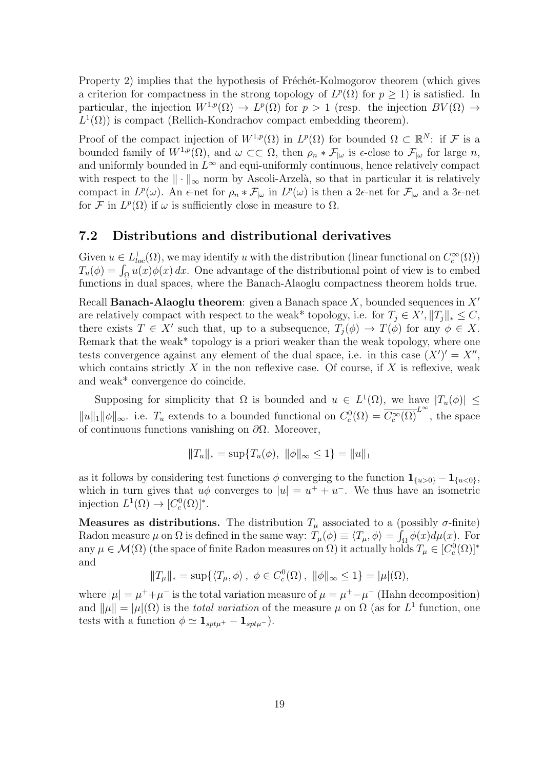Property 2) implies that the hypothesis of Fréchét-Kolmogorov theorem (which gives a criterion for compactness in the strong topology of $L^p(\Omega)$ for $p \geq 1$) is satisfied. In particular, the injection $W^{1,p}(\Omega) \to L^p(\Omega)$ for $p > 1$ (resp. the injection $BV(\Omega) \to L^1(\Omega)$) is compact (Rellich-Kondrachov compact embedding theorem).

Proof of the compact injection of $W^{1,p}(\Omega)$ in $L^p(\Omega)$ for bounded $\Omega \subset \mathbb{R}^N$: if $\mathcal{F}$ is a bounded family of $W^{1,p}(\Omega)$, and $\omega \subset\subset \Omega$, then $\rho_n * \mathcal{F}_{|\omega}$ is $\epsilon$-close to $\mathcal{F}_{|\omega}$ for large $n$, and uniformly bounded in $L^\infty$ and equi-uniformly continuous, hence relatively compact with respect to the $\|\cdot\|_\infty$ norm by Ascoli-Arzelà, so that in particular it is relatively compact in $L^p(\omega)$. An $\epsilon$-net for $\rho_n * \mathcal{F}_{|\omega}$ in $L^p(\omega)$ is then a $2\epsilon$-net for $\mathcal{F}_{|\omega}$ and a $3\epsilon$-net for $\mathcal{F}$ in $L^p(\Omega)$ if $\omega$ is sufficiently close in measure to $\Omega$.

## 7.2 Distributions and distributional derivatives

Given $u \in L^1_{loc}(\Omega)$, we may identify $u$ with the distribution (linear functional on $C_c^\infty(\Omega)$) $T_u(\phi) = \int_\Omega u(x)\phi(x)\,dx$. One advantage of the distributional point of view is to embed functions in dual spaces, where the Banach-Alaoglu compactness theorem holds true.

Recall **Banach-Alaoglu theorem**: given a Banach space $X$, bounded sequences in $X'$ are relatively compact with respect to the weak\* topology, i.e. for $T_j \in X'$, $\|T_j\|_* \leq C$, there exists $T \in X'$ such that, up to a subsequence, $T_j(\phi) \to T(\phi)$ for any $\phi \in X$. Remark that the weak\* topology is a priori weaker than the weak topology, where one tests convergence against any element of the dual space, i.e. in this case $(X')' = X''$, which contains strictly $X$ in the non reflexive case. Of course, if $X$ is reflexive, weak and weak\* convergence do coincide.

Supposing for simplicity that $\Omega$ is bounded and $u \in L^1(\Omega)$, we have $|T_u(\phi)| \leq \|u\|_1\|\phi\|_\infty$. i.e. $T_u$ extends to a bounded functional on $C_c^0(\Omega) = \overline{C_c^\infty(\Omega)}^{L^\infty}$, the space of continuous functions vanishing on $\partial\Omega$. Moreover,

$$\|T_u\|_* = \sup\{T_u(\phi),\ \|\phi\|_\infty \leq 1\} = \|u\|_1$$

as it follows by considering test functions $\phi$ converging to the function $\mathbf{1}_{\{u>0\}} - \mathbf{1}_{\{u<0\}}$, which in turn gives that $u\phi$ converges to $|u| = u^+ + u^-$. We thus have an isometric injection $L^1(\Omega) \to [C_c^0(\Omega)]^*$.

**Measures as distributions.** The distribution $T_\mu$ associated to a (possibly $\sigma$-finite) Radon measure $\mu$ on $\Omega$ is defined in the same way: $T_\mu(\phi) \equiv \langle T_\mu, \phi\rangle = \int_\Omega \phi(x)d\mu(x)$. For any $\mu \in \mathcal{M}(\Omega)$ (the space of finite Radon measures on $\Omega$) it actually holds $T_\mu \in [C_c^0(\Omega)]^*$ and

$$\|T_\mu\|_* = \sup\{\langle T_\mu, \phi\rangle\,,\ \phi \in C_c^0(\Omega)\,,\ \|\phi\|_\infty \leq 1\} = |\mu|(\Omega),$$

where $|\mu| = \mu^+ + \mu^-$ is the total variation measure of $\mu = \mu^+ - \mu^-$ (Hahn decomposition) and $\|\mu\| = |\mu|(\Omega)$ is the *total variation* of the measure $\mu$ on $\Omega$ (as for $L^1$ function, one tests with a function $\phi \simeq \mathbf{1}_{spt\mu^+} - \mathbf{1}_{spt\mu^-}$).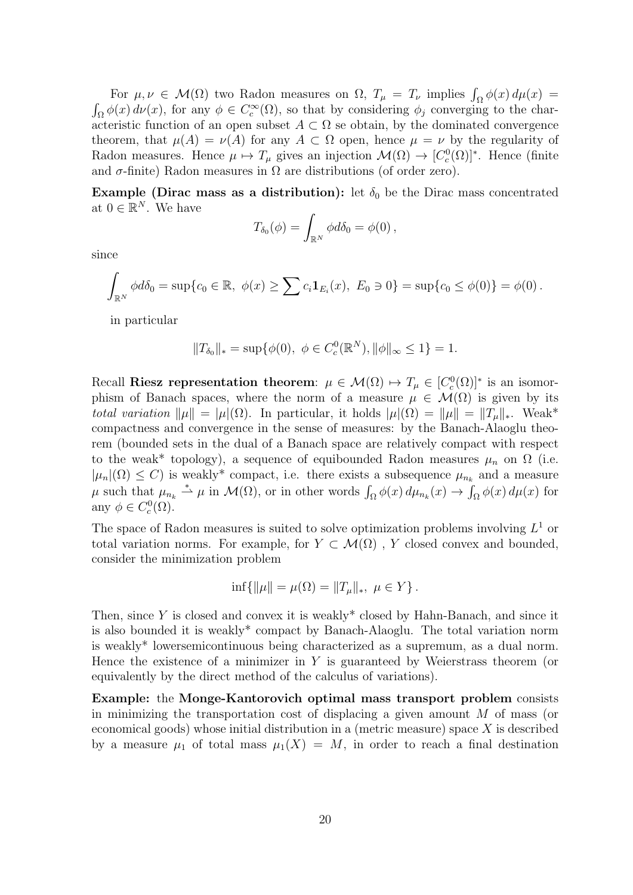For $\mu, \nu \in \mathcal{M}(\Omega)$ two Radon measures on $\Omega$, $T_\mu = T_\nu$ implies $\int_\Omega \phi(x)\, d\mu(x) = \int_\Omega \phi(x)\, d\nu(x)$, for any $\phi \in C_c^\infty(\Omega)$, so that by considering $\phi_j$ converging to the characteristic function of an open subset $A \subset \Omega$ se obtain, by the dominated convergence theorem, that $\mu(A) = \nu(A)$ for any $A \subset \Omega$ open, hence $\mu = \nu$ by the regularity of Radon measures. Hence $\mu \mapsto T_\mu$ gives an injection $\mathcal{M}(\Omega) \to [C_c^0(\Omega)]^*$. Hence (finite and $\sigma$-finite) Radon measures in $\Omega$ are distributions (of order zero).

**Example (Dirac mass as a distribution):** let $\delta_0$ be the Dirac mass concentrated at $0 \in \mathbb{R}^N$. We have

$$T_{\delta_0}(\phi) = \int_{\mathbb{R}^N} \phi d\delta_0 = \phi(0)\,,$$

since

$$\int_{\mathbb{R}^N} \phi d\delta_0 = \sup\{c_0 \in \mathbb{R},\ \phi(x) \geq \sum c_i \mathbf{1}_{E_i}(x),\ E_0 \ni 0\} = \sup\{c_0 \leq \phi(0)\} = \phi(0)\,.$$

in particular

$$\|T_{\delta_0}\|_* = \sup\{\phi(0),\ \phi \in C_c^0(\mathbb{R}^N), \|\phi\|_\infty \leq 1\} = 1.$$

Recall **Riesz representation theorem**: $\mu \in \mathcal{M}(\Omega) \mapsto T_\mu \in [C_c^0(\Omega)]^*$ is an isomorphism of Banach spaces, where the norm of a measure $\mu \in \mathcal{M}(\Omega)$ is given by its *total variation* $\|\mu\| = |\mu|(\Omega)$. In particular, it holds $|\mu|(\Omega) = \|\mu\| = \|T_\mu\|_*$. Weak* compactness and convergence in the sense of measures: by the Banach-Alaoglu theorem (bounded sets in the dual of a Banach space are relatively compact with respect to the weak* topology), a sequence of equibounded Radon measures $\mu_n$ on $\Omega$ (i.e. $|\mu_n|(\Omega) \leq C$) is weakly* compact, i.e. there exists a subsequence $\mu_{n_k}$ and a measure $\mu$ such that $\mu_{n_k} \overset{*}{\rightharpoonup} \mu$ in $\mathcal{M}(\Omega)$, or in other words $\int_\Omega \phi(x)\, d\mu_{n_k}(x) \to \int_\Omega \phi(x)\, d\mu(x)$ for any $\phi \in C_c^0(\Omega)$.

The space of Radon measures is suited to solve optimization problems involving $L^1$ or total variation norms. For example, for $Y \subset \mathcal{M}(\Omega)$ , $Y$ closed convex and bounded, consider the minimization problem

$$\inf\{\|\mu\| = \mu(\Omega) = \|T_\mu\|_*,\ \mu \in Y\}\,.$$

Then, since $Y$ is closed and convex it is weakly* closed by Hahn-Banach, and since it is also bounded it is weakly* compact by Banach-Alaoglu. The total variation norm is weakly* lowersemicontinuous being characterized as a supremum, as a dual norm. Hence the existence of a minimizer in $Y$ is guaranteed by Weierstrass theorem (or equivalently by the direct method of the calculus of variations).

**Example:** the **Monge-Kantorovich optimal mass transport problem** consists in minimizing the transportation cost of displacing a given amount $M$ of mass (or economical goods) whose initial distribution in a (metric measure) space $X$ is described by a measure $\mu_1$ of total mass $\mu_1(X) = M$, in order to reach a final destination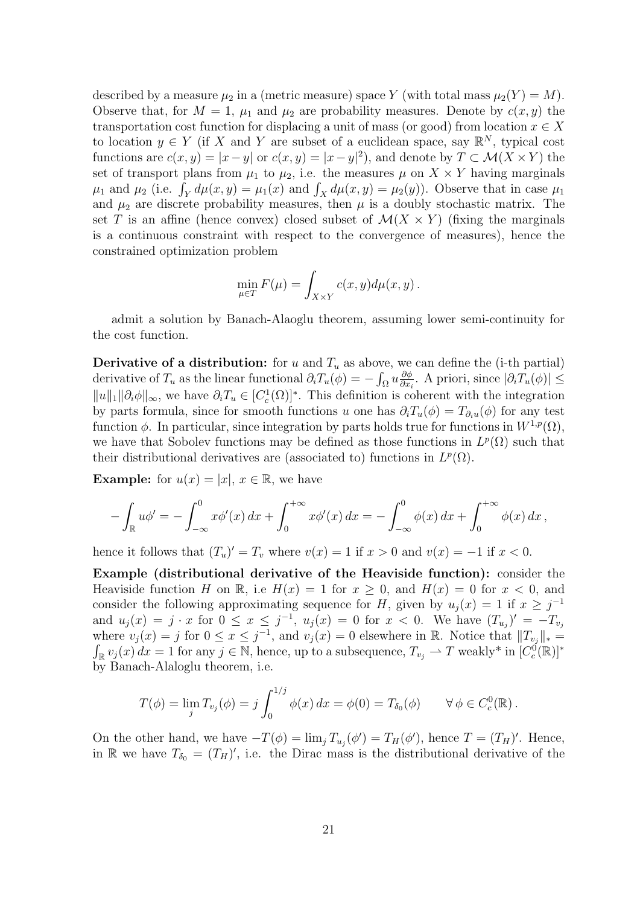described by a measure $\mu_2$ in a (metric measure) space $Y$ (with total mass $\mu_2(Y) = M$). Observe that, for $M = 1$, $\mu_1$ and $\mu_2$ are probability measures. Denote by $c(x, y)$ the transportation cost function for displacing a unit of mass (or good) from location $x \in X$ to location $y \in Y$ (if $X$ and $Y$ are subset of a euclidean space, say $\mathbb{R}^N$, typical cost functions are $c(x, y) = |x - y|$ or $c(x, y) = |x - y|^2$), and denote by $T \subset \mathcal{M}(X \times Y)$ the set of transport plans from $\mu_1$ to $\mu_2$, i.e. the measures $\mu$ on $X \times Y$ having marginals $\mu_1$ and $\mu_2$ (i.e. $\int_Y d\mu(x, y) = \mu_1(x)$ and $\int_X d\mu(x, y) = \mu_2(y)$). Observe that in case $\mu_1$ and $\mu_2$ are discrete probability measures, then $\mu$ is a doubly stochastic matrix. The set $T$ is an affine (hence convex) closed subset of $\mathcal{M}(X \times Y)$ (fixing the marginals is a continuous constraint with respect to the convergence of measures), hence the constrained optimization problem

$$\min_{\mu \in T} F(\mu) = \int_{X \times Y} c(x, y) d\mu(x, y) \,.$$

admit a solution by Banach-Alaoglu theorem, assuming lower semi-continuity for the cost function.

**Derivative of a distribution:** for $u$ and $T_u$ as above, we can define the (i-th partial) derivative of $T_u$ as the linear functional $\partial_i T_u(\phi) = -\int_\Omega u \frac{\partial \phi}{\partial x_i}$. A priori, since $|\partial_i T_u(\phi)| \leq \|u\|_1 \|\partial_i \phi\|_\infty$, we have $\partial_i T_u \in [C^1_c(\Omega)]^*$. This definition is coherent with the integration by parts formula, since for smooth functions $u$ one has $\partial_i T_u(\phi) = T_{\partial_i u}(\phi)$ for any test function $\phi$. In particular, since integration by parts holds true for functions in $W^{1,p}(\Omega)$, we have that Sobolev functions may be defined as those functions in $L^p(\Omega)$ such that their distributional derivatives are (associated to) functions in $L^p(\Omega)$.

**Example:** for $u(x) = |x|$, $x \in \mathbb{R}$, we have

$$-\int_{\mathbb{R}} u\phi' = -\int_{-\infty}^0 x\phi'(x)\, dx + \int_0^{+\infty} x\phi'(x)\, dx = -\int_{-\infty}^0 \phi(x)\, dx + \int_0^{+\infty} \phi(x)\, dx \,,$$

hence it follows that $(T_u)' = T_v$ where $v(x) = 1$ if $x > 0$ and $v(x) = -1$ if $x < 0$.

**Example (distributional derivative of the Heaviside function):** consider the Heaviside function $H$ on $\mathbb{R}$, i.e $H(x) = 1$ for $x \geq 0$, and $H(x) = 0$ for $x < 0$, and consider the following approximating sequence for $H$, given by $u_j(x) = 1$ if $x \geq j^{-1}$ and $u_j(x) = j \cdot x$ for $0 \leq x \leq j^{-1}$, $u_j(x) = 0$ for $x < 0$. We have $(T_{u_j})' = -T_{v_j}$ where $v_j(x) = j$ for $0 \leq x \leq j^{-1}$, and $v_j(x) = 0$ elsewhere in $\mathbb{R}$. Notice that $\|T_{v_j}\|_* = \int_{\mathbb{R}} v_j(x)\, dx = 1$ for any $j \in \mathbb{N}$, hence, up to a subsequence, $T_{v_j} \rightharpoonup T$ weakly* in $[C^0_c(\mathbb{R})]^*$ by Banach-Alaloglu theorem, i.e.

$$T(\phi) = \lim_j T_{v_j}(\phi) = j \int_0^{1/j} \phi(x)\, dx = \phi(0) = T_{\delta_0}(\phi) \qquad \forall\, \phi \in C^0_c(\mathbb{R}) \,.$$

On the other hand, we have $-T(\phi) = \lim_j T_{u_j}(\phi') = T_H(\phi')$, hence $T = (T_H)'$. Hence, in $\mathbb{R}$ we have $T_{\delta_0} = (T_H)'$, i.e. the Dirac mass is the distributional derivative of the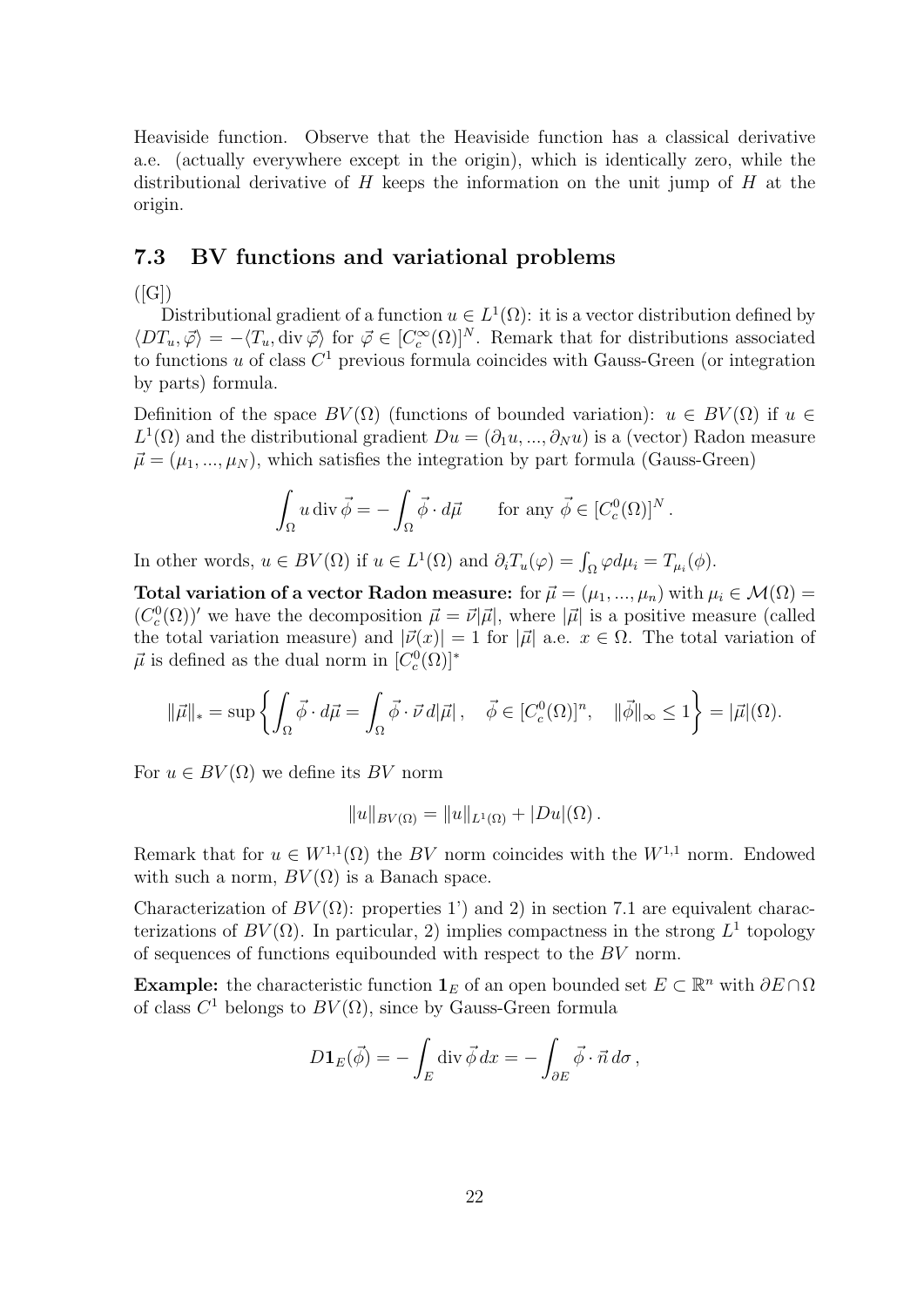Heaviside function. Observe that the Heaviside function has a classical derivative a.e. (actually everywhere except in the origin), which is identically zero, while the distributional derivative of $H$ keeps the information on the unit jump of $H$ at the origin.

### 7.3 BV functions and variational problems

([G])

Distributional gradient of a function $u \in L^1(\Omega)$: it is a vector distribution defined by $\langle DT_u, \vec{\varphi}\rangle = -\langle T_u, \operatorname{div} \vec{\varphi}\rangle$ for $\vec{\varphi} \in [C_c^\infty(\Omega)]^N$. Remark that for distributions associated to functions $u$ of class $C^1$ previous formula coincides with Gauss-Green (or integration by parts) formula.

Definition of the space $BV(\Omega)$ (functions of bounded variation): $u \in BV(\Omega)$ if $u \in L^1(\Omega)$ and the distributional gradient $Du = (\partial_1 u, ..., \partial_N u)$ is a (vector) Radon measure $\vec{\mu} = (\mu_1, ..., \mu_N)$, which satisfies the integration by part formula (Gauss-Green)

$$\int_\Omega u \operatorname{div} \vec{\phi} = -\int_\Omega \vec{\phi} \cdot d\vec{\mu} \qquad \text{for any } \vec{\phi} \in [C_c^0(\Omega)]^N .$$

In other words, $u \in BV(\Omega)$ if $u \in L^1(\Omega)$ and $\partial_i T_u(\varphi) = \int_\Omega \varphi d\mu_i = T_{\mu_i}(\phi)$.

**Total variation of a vector Radon measure:** for $\vec{\mu} = (\mu_1, ..., \mu_n)$ with $\mu_i \in \mathcal{M}(\Omega) = (C_c^0(\Omega))'$ we have the decomposition $\vec{\mu} = \vec{\nu}|\vec{\mu}|$, where $|\vec{\mu}|$ is a positive measure (called the total variation measure) and $|\vec{\nu}(x)| = 1$ for $|\vec{\mu}|$ a.e. $x \in \Omega$. The total variation of $\vec{\mu}$ is defined as the dual norm in $[C_c^0(\Omega)]^*$

$$\|\vec{\mu}\|_* = \sup\left\{ \int_\Omega \vec{\phi} \cdot d\vec{\mu} = \int_\Omega \vec{\phi} \cdot \vec{\nu}\, d|\vec{\mu}| , \quad \vec{\phi} \in [C_c^0(\Omega)]^n, \quad \|\vec{\phi}\|_\infty \leq 1 \right\} = |\vec{\mu}|(\Omega).$$

For $u \in BV(\Omega)$ we define its $BV$ norm

$$\|u\|_{BV(\Omega)} = \|u\|_{L^1(\Omega)} + |Du|(\Omega)\, .$$

Remark that for $u \in W^{1,1}(\Omega)$ the $BV$ norm coincides with the $W^{1,1}$ norm. Endowed with such a norm, $BV(\Omega)$ is a Banach space.

Characterization of $BV(\Omega)$: properties 1') and 2) in section 7.1 are equivalent characterizations of $BV(\Omega)$. In particular, 2) implies compactness in the strong $L^1$ topology of sequences of functions equibounded with respect to the $BV$ norm.

**Example:** the characteristic function $\mathbf{1}_E$ of an open bounded set $E \subset \mathbb{R}^n$ with $\partial E \cap \Omega$ of class $C^1$ belongs to $BV(\Omega)$, since by Gauss-Green formula

$$D\mathbf{1}_E(\vec{\phi}) = -\int_E \operatorname{div} \vec{\phi}\, dx = -\int_{\partial E} \vec{\phi} \cdot \vec{n}\, d\sigma\, ,$$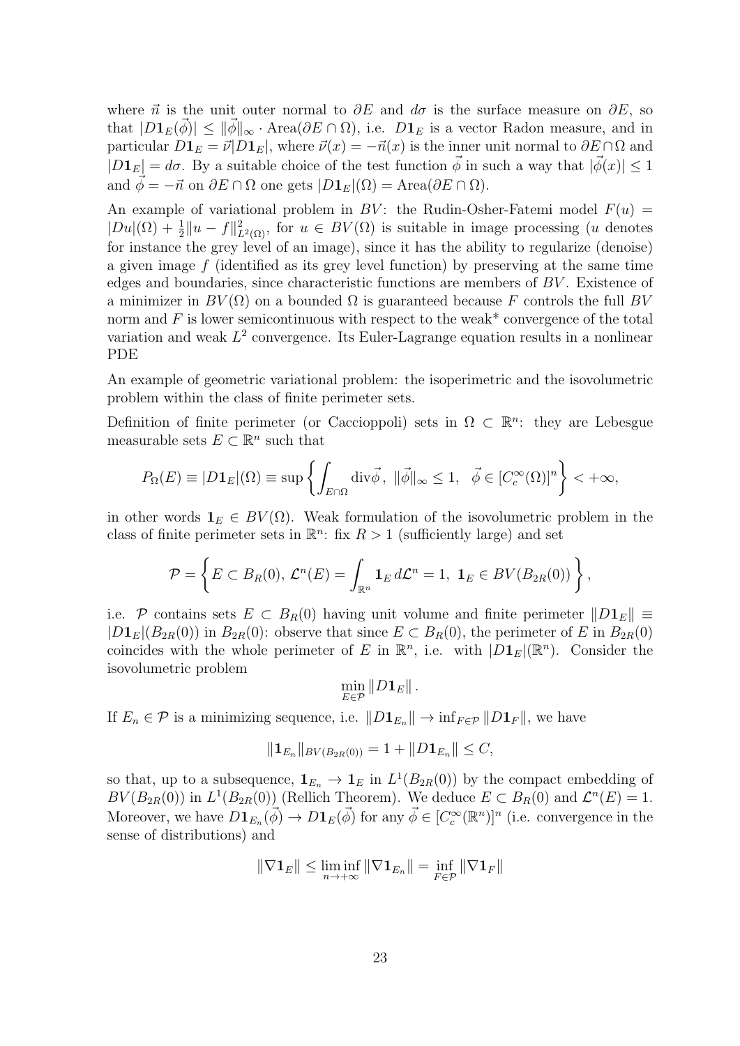where $\vec{n}$ is the unit outer normal to $\partial E$ and $d\sigma$ is the surface measure on $\partial E$, so that $|D\mathbf{1}_E(\vec{\phi})| \leq \|\vec{\phi}\|_\infty \cdot \text{Area}(\partial E \cap \Omega)$, i.e. $D\mathbf{1}_E$ is a vector Radon measure, and in particular $D\mathbf{1}_E = \vec{\nu}|D\mathbf{1}_E|$, where $\vec{\nu}(x) = -\vec{n}(x)$ is the inner unit normal to $\partial E \cap \Omega$ and $|D\mathbf{1}_E| = d\sigma$. By a suitable choice of the test function $\vec{\phi}$ in such a way that $|\vec{\phi}(x)| \leq 1$ and $\vec{\phi} = -\vec{n}$ on $\partial E \cap \Omega$ one gets $|D\mathbf{1}_E|(\Omega) = \text{Area}(\partial E \cap \Omega)$.

An example of variational problem in $BV$: the Rudin-Osher-Fatemi model $F(u) = |Du|(\Omega) + \frac{1}{2}\|u - f\|^2_{L^2(\Omega)}$, for $u \in BV(\Omega)$ is suitable in image processing ($u$ denotes for instance the grey level of an image), since it has the ability to regularize (denoise) a given image $f$ (identified as its grey level function) by preserving at the same time edges and boundaries, since characteristic functions are members of $BV$. Existence of a minimizer in $BV(\Omega)$ on a bounded $\Omega$ is guaranteed because $F$ controls the full $BV$ norm and $F$ is lower semicontinuous with respect to the weak* convergence of the total variation and weak $L^2$ convergence. Its Euler-Lagrange equation results in a nonlinear PDE

An example of geometric variational problem: the isoperimetric and the isovolumetric problem within the class of finite perimeter sets.

Definition of finite perimeter (or Caccioppoli) sets in $\Omega \subset \mathbb{R}^n$: they are Lebesgue measurable sets $E \subset \mathbb{R}^n$ such that

$$P_\Omega(E) \equiv |D\mathbf{1}_E|(\Omega) \equiv \sup\left\{\int_{E\cap\Omega} \text{div}\vec{\phi},\ \|\vec{\phi}\|_\infty \leq 1,\ \ \vec{\phi} \in [C_c^\infty(\Omega)]^n\right\} < +\infty,$$

in other words $\mathbf{1}_E \in BV(\Omega)$. Weak formulation of the isovolumetric problem in the class of finite perimeter sets in $\mathbb{R}^n$: fix $R > 1$ (sufficiently large) and set

$$\mathcal{P} = \left\{E \subset B_R(0),\ \mathcal{L}^n(E) = \int_{\mathbb{R}^n} \mathbf{1}_E \, d\mathcal{L}^n = 1,\ \mathbf{1}_E \in BV(B_{2R}(0))\right\},$$

i.e. $\mathcal{P}$ contains sets $E \subset B_R(0)$ having unit volume and finite perimeter $\|D\mathbf{1}_E\| \equiv |D\mathbf{1}_E|(B_{2R}(0))$ in $B_{2R}(0)$: observe that since $E \subset B_R(0)$, the perimeter of $E$ in $B_{2R}(0)$ coincides with the whole perimeter of $E$ in $\mathbb{R}^n$, i.e. with $|D\mathbf{1}_E|(\mathbb{R}^n)$. Consider the isovolumetric problem

$$\min_{E\in\mathcal{P}} \|D\mathbf{1}_E\|.$$

If $E_n \in \mathcal{P}$ is a minimizing sequence, i.e. $\|D\mathbf{1}_{E_n}\| \to \inf_{F\in\mathcal{P}} \|D\mathbf{1}_F\|$, we have

$$\|\mathbf{1}_{E_n}\|_{BV(B_{2R}(0))} = 1 + \|D\mathbf{1}_{E_n}\| \leq C,$$

so that, up to a subsequence, $\mathbf{1}_{E_n} \to \mathbf{1}_E$ in $L^1(B_{2R}(0))$ by the compact embedding of $BV(B_{2R}(0))$ in $L^1(B_{2R}(0))$ (Rellich Theorem). We deduce $E \subset B_R(0)$ and $\mathcal{L}^n(E) = 1$. Moreover, we have $D\mathbf{1}_{E_n}(\vec{\phi}) \to D\mathbf{1}_E(\vec{\phi})$ for any $\vec{\phi} \in [C_c^\infty(\mathbb{R}^n)]^n$ (i.e. convergence in the sense of distributions) and

$$\|\nabla\mathbf{1}_E\| \leq \liminf_{n\to+\infty} \|\nabla\mathbf{1}_{E_n}\| = \inf_{F\in\mathcal{P}} \|\nabla\mathbf{1}_F\|$$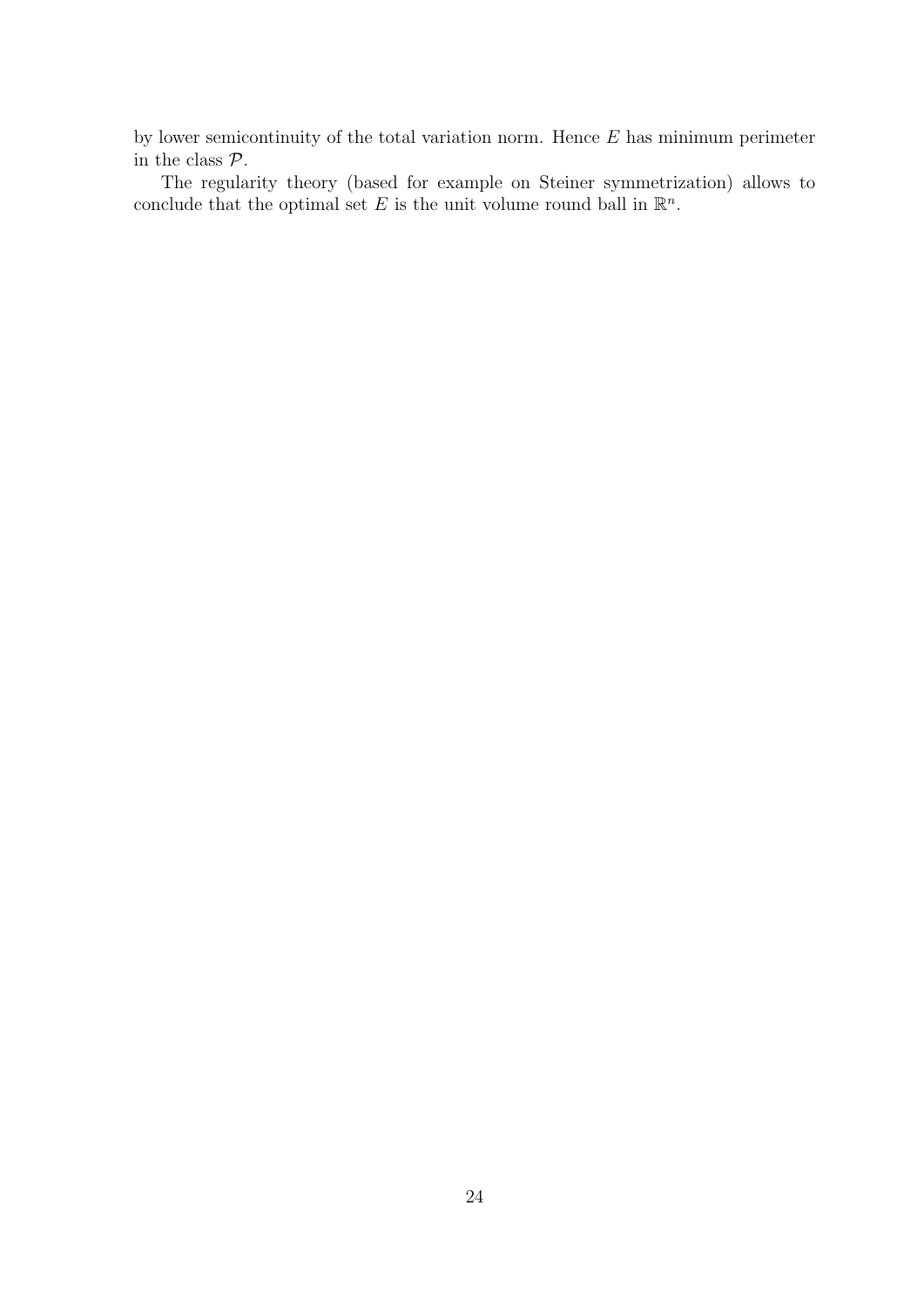by lower semicontinuity of the total variation norm. Hence $E$ has minimum perimeter in the class $\mathcal{P}$.

The regularity theory (based for example on Steiner symmetrization) allows to conclude that the optimal set $E$ is the unit volume round ball in $\mathbb{R}^n$.